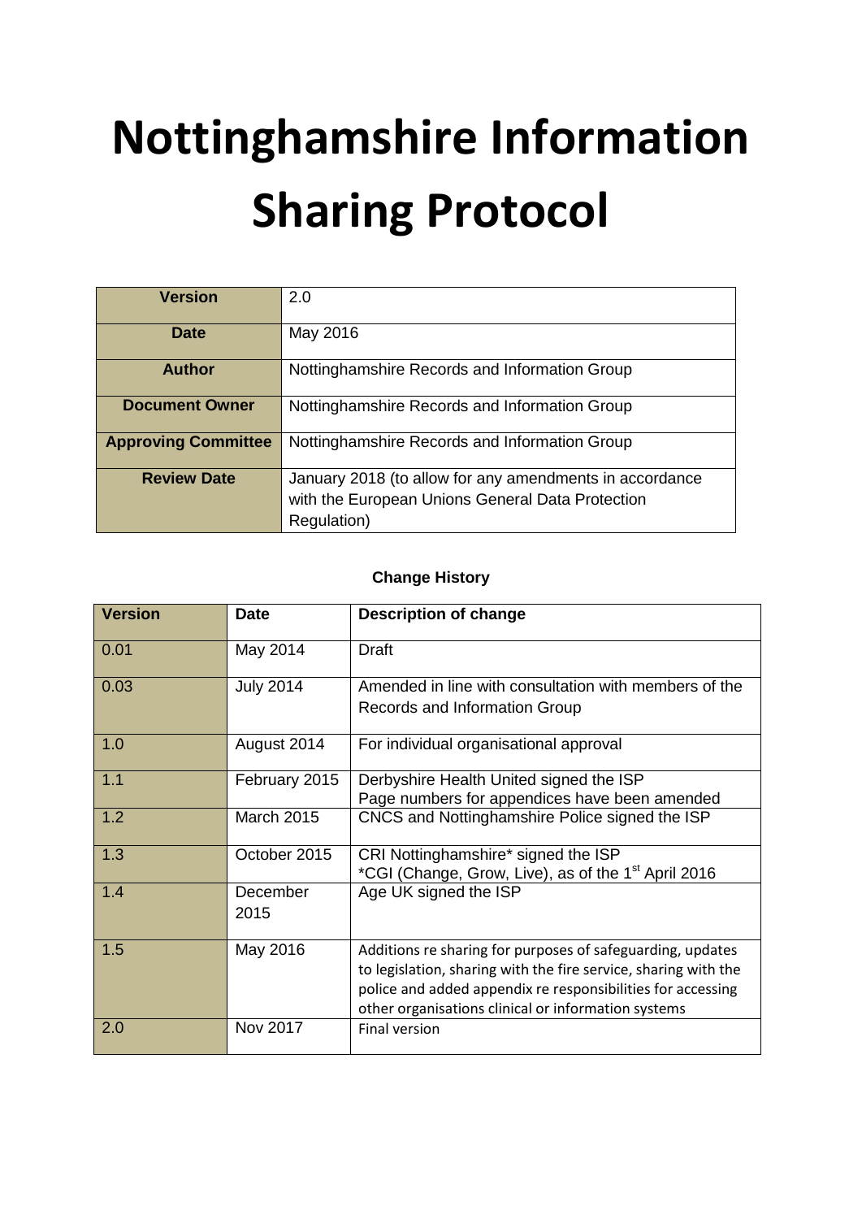# Nottinghamshire Information Sharing Protocol

| | |
|---|---|
| **Version** | 2.0 |
| **Date** | May 2016 |
| **Author** | Nottinghamshire Records and Information Group |
| **Document Owner** | Nottinghamshire Records and Information Group |
| **Approving Committee** | Nottinghamshire Records and Information Group |
| **Review Date** | January 2018 (to allow for any amendments in accordance with the European Unions General Data Protection Regulation) |

**Change History**

| Version | Date | Description of change |
|---|---|---|
| 0.01 | May 2014 | Draft |
| 0.03 | July 2014 | Amended in line with consultation with members of the Records and Information Group |
| 1.0 | August 2014 | For individual organisational approval |
| 1.1 | February 2015 | Derbyshire Health United signed the ISP<br>Page numbers for appendices have been amended |
| 1.2 | March 2015 | CNCS and Nottinghamshire Police signed the ISP |
| 1.3 | October 2015 | CRI Nottinghamshire* signed the ISP<br>*CGI (Change, Grow, Live), as of the 1st April 2016 |
| 1.4 | December 2015 | Age UK signed the ISP |
| 1.5 | May 2016 | Additions re sharing for purposes of safeguarding, updates to legislation, sharing with the fire service, sharing with the police and added appendix re responsibilities for accessing other organisations clinical or information systems |
| 2.0 | Nov 2017 | Final version |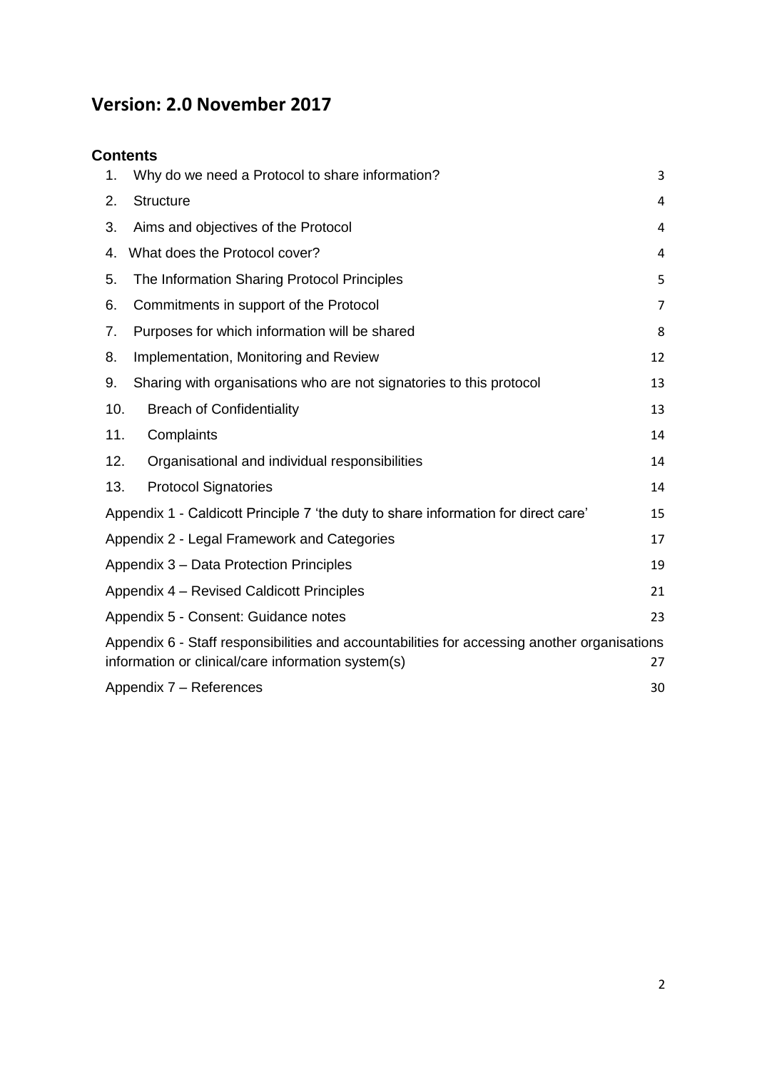## Version: 2.0 November 2017

### Contents

1. Why do we need a Protocol to share information? 3
2. Structure 4
3. Aims and objectives of the Protocol 4
4. What does the Protocol cover? 4
5. The Information Sharing Protocol Principles 5
6. Commitments in support of the Protocol 7
7. Purposes for which information will be shared 8
8. Implementation, Monitoring and Review 12
9. Sharing with organisations who are not signatories to this protocol 13
10. Breach of Confidentiality 13
11. Complaints 14
12. Organisational and individual responsibilities 14
13. Protocol Signatories 14

Appendix 1 - Caldicott Principle 7 'the duty to share information for direct care' 15

Appendix 2 - Legal Framework and Categories 17

Appendix 3 – Data Protection Principles 19

Appendix 4 – Revised Caldicott Principles 21

Appendix 5 - Consent: Guidance notes 23

Appendix 6 - Staff responsibilities and accountabilities for accessing another organisations information or clinical/care information system(s) 27

Appendix 7 – References 30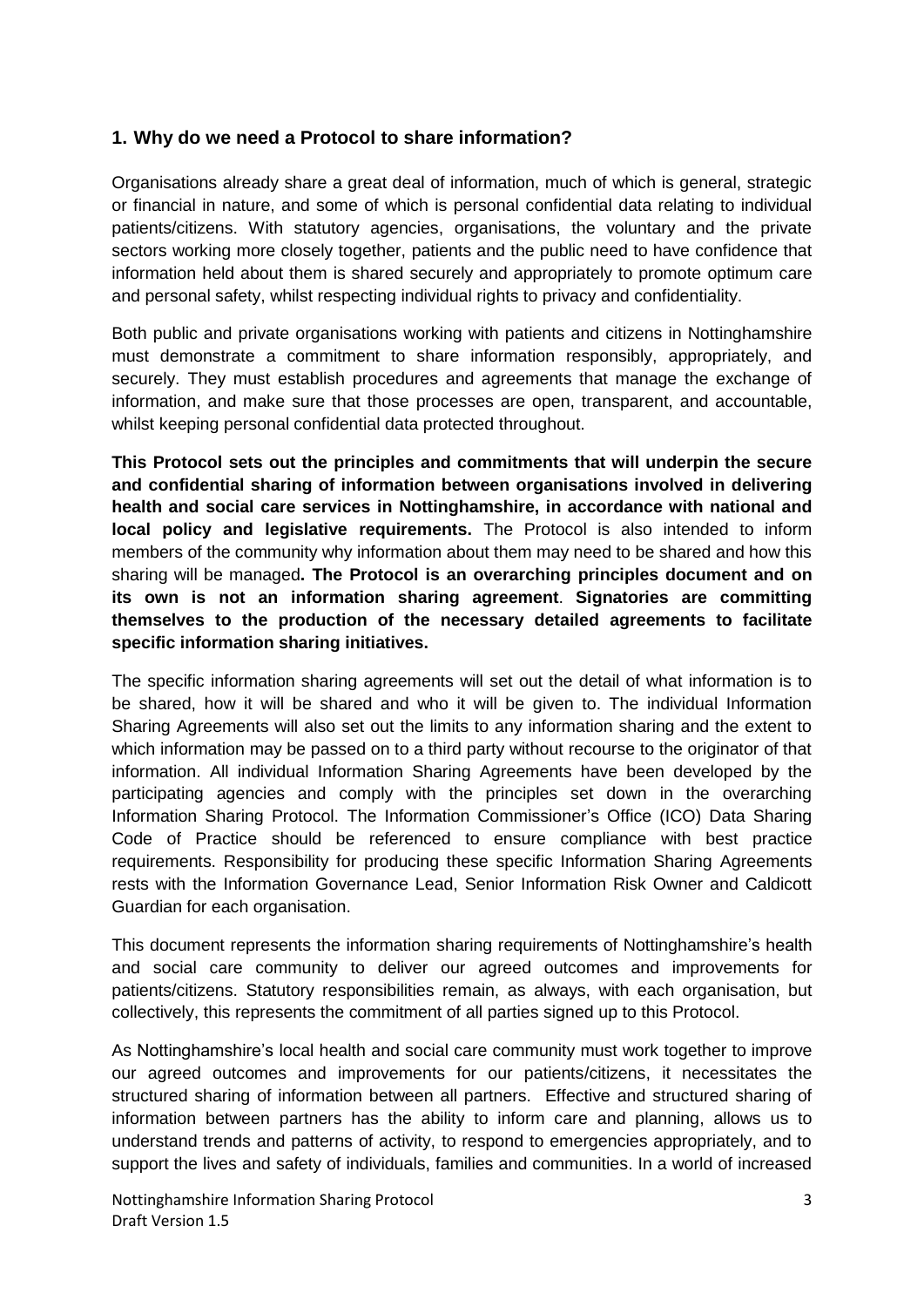## 1. Why do we need a Protocol to share information?

Organisations already share a great deal of information, much of which is general, strategic or financial in nature, and some of which is personal confidential data relating to individual patients/citizens. With statutory agencies, organisations, the voluntary and the private sectors working more closely together, patients and the public need to have confidence that information held about them is shared securely and appropriately to promote optimum care and personal safety, whilst respecting individual rights to privacy and confidentiality.

Both public and private organisations working with patients and citizens in Nottinghamshire must demonstrate a commitment to share information responsibly, appropriately, and securely. They must establish procedures and agreements that manage the exchange of information, and make sure that those processes are open, transparent, and accountable, whilst keeping personal confidential data protected throughout.

**This Protocol sets out the principles and commitments that will underpin the secure and confidential sharing of information between organisations involved in delivering health and social care services in Nottinghamshire, in accordance with national and local policy and legislative requirements.** The Protocol is also intended to inform members of the community why information about them may need to be shared and how this sharing will be managed**. The Protocol is an overarching principles document and on its own is not an information sharing agreement**. **Signatories are committing themselves to the production of the necessary detailed agreements to facilitate specific information sharing initiatives.**

The specific information sharing agreements will set out the detail of what information is to be shared, how it will be shared and who it will be given to. The individual Information Sharing Agreements will also set out the limits to any information sharing and the extent to which information may be passed on to a third party without recourse to the originator of that information. All individual Information Sharing Agreements have been developed by the participating agencies and comply with the principles set down in the overarching Information Sharing Protocol. The Information Commissioner's Office (ICO) Data Sharing Code of Practice should be referenced to ensure compliance with best practice requirements. Responsibility for producing these specific Information Sharing Agreements rests with the Information Governance Lead, Senior Information Risk Owner and Caldicott Guardian for each organisation.

This document represents the information sharing requirements of Nottinghamshire's health and social care community to deliver our agreed outcomes and improvements for patients/citizens. Statutory responsibilities remain, as always, with each organisation, but collectively, this represents the commitment of all parties signed up to this Protocol.

As Nottinghamshire's local health and social care community must work together to improve our agreed outcomes and improvements for our patients/citizens, it necessitates the structured sharing of information between all partners. Effective and structured sharing of information between partners has the ability to inform care and planning, allows us to understand trends and patterns of activity, to respond to emergencies appropriately, and to support the lives and safety of individuals, families and communities. In a world of increased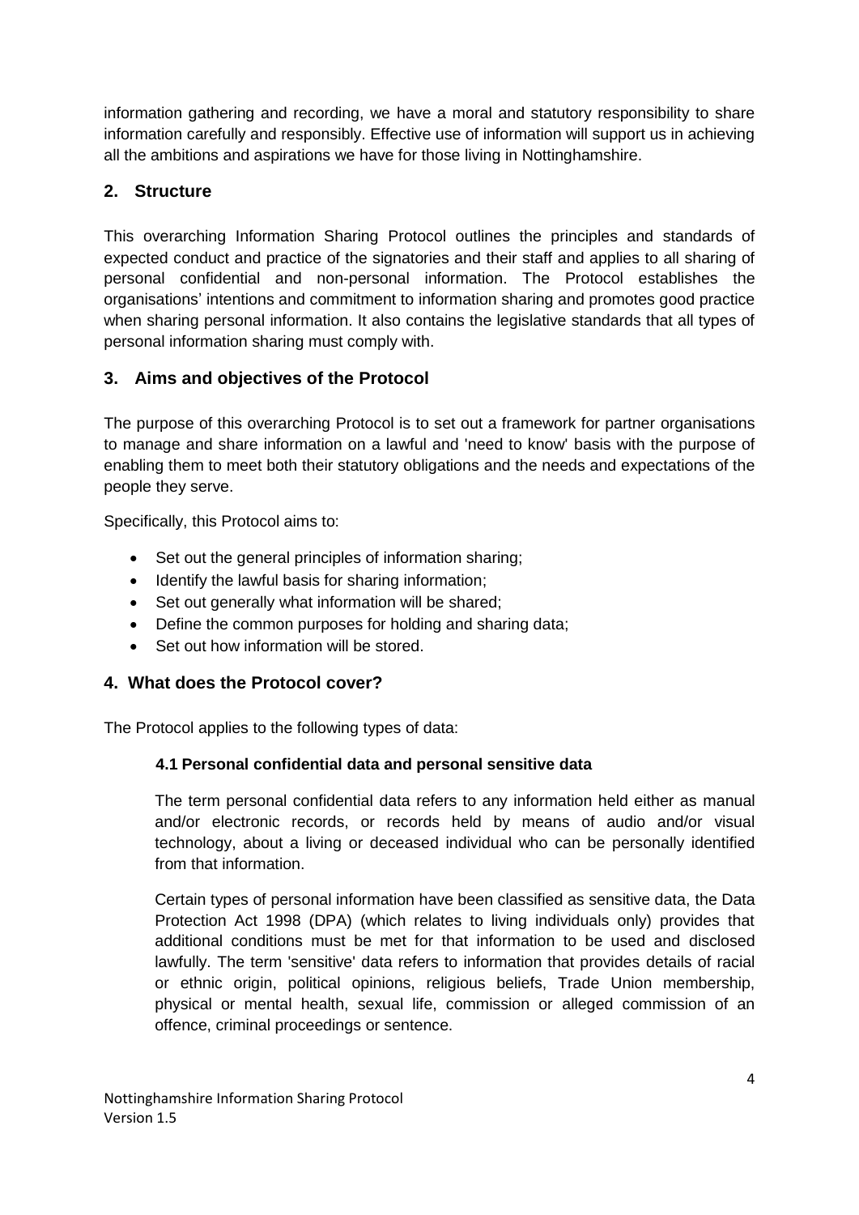information gathering and recording, we have a moral and statutory responsibility to share information carefully and responsibly. Effective use of information will support us in achieving all the ambitions and aspirations we have for those living in Nottinghamshire.

## 2. Structure

This overarching Information Sharing Protocol outlines the principles and standards of expected conduct and practice of the signatories and their staff and applies to all sharing of personal confidential and non-personal information. The Protocol establishes the organisations' intentions and commitment to information sharing and promotes good practice when sharing personal information. It also contains the legislative standards that all types of personal information sharing must comply with.

## 3. Aims and objectives of the Protocol

The purpose of this overarching Protocol is to set out a framework for partner organisations to manage and share information on a lawful and 'need to know' basis with the purpose of enabling them to meet both their statutory obligations and the needs and expectations of the people they serve.

Specifically, this Protocol aims to:

- Set out the general principles of information sharing;
- Identify the lawful basis for sharing information;
- Set out generally what information will be shared;
- Define the common purposes for holding and sharing data;
- Set out how information will be stored.

## 4. What does the Protocol cover?

The Protocol applies to the following types of data:

### 4.1 Personal confidential data and personal sensitive data

The term personal confidential data refers to any information held either as manual and/or electronic records, or records held by means of audio and/or visual technology, about a living or deceased individual who can be personally identified from that information.

Certain types of personal information have been classified as sensitive data, the Data Protection Act 1998 (DPA) (which relates to living individuals only) provides that additional conditions must be met for that information to be used and disclosed lawfully. The term 'sensitive' data refers to information that provides details of racial or ethnic origin, political opinions, religious beliefs, Trade Union membership, physical or mental health, sexual life, commission or alleged commission of an offence, criminal proceedings or sentence.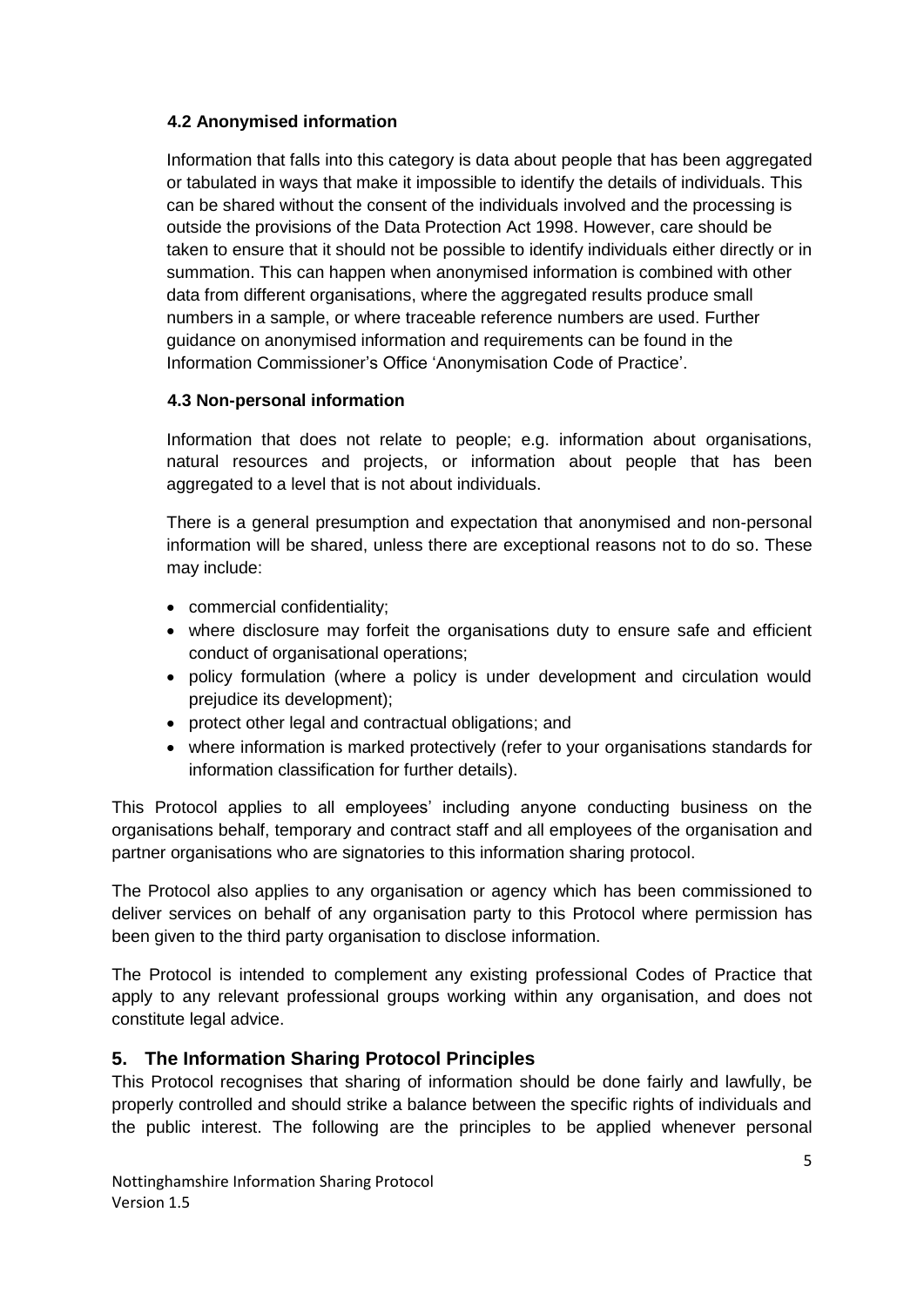### 4.2 Anonymised information

Information that falls into this category is data about people that has been aggregated or tabulated in ways that make it impossible to identify the details of individuals. This can be shared without the consent of the individuals involved and the processing is outside the provisions of the Data Protection Act 1998. However, care should be taken to ensure that it should not be possible to identify individuals either directly or in summation. This can happen when anonymised information is combined with other data from different organisations, where the aggregated results produce small numbers in a sample, or where traceable reference numbers are used. Further guidance on anonymised information and requirements can be found in the Information Commissioner's Office 'Anonymisation Code of Practice'.

### 4.3 Non-personal information

Information that does not relate to people; e.g. information about organisations, natural resources and projects, or information about people that has been aggregated to a level that is not about individuals.

There is a general presumption and expectation that anonymised and non-personal information will be shared, unless there are exceptional reasons not to do so. These may include:

- commercial confidentiality;
- where disclosure may forfeit the organisations duty to ensure safe and efficient conduct of organisational operations;
- policy formulation (where a policy is under development and circulation would prejudice its development);
- protect other legal and contractual obligations; and
- where information is marked protectively (refer to your organisations standards for information classification for further details).

This Protocol applies to all employees' including anyone conducting business on the organisations behalf, temporary and contract staff and all employees of the organisation and partner organisations who are signatories to this information sharing protocol.

The Protocol also applies to any organisation or agency which has been commissioned to deliver services on behalf of any organisation party to this Protocol where permission has been given to the third party organisation to disclose information.

The Protocol is intended to complement any existing professional Codes of Practice that apply to any relevant professional groups working within any organisation, and does not constitute legal advice.

## 5. The Information Sharing Protocol Principles

This Protocol recognises that sharing of information should be done fairly and lawfully, be properly controlled and should strike a balance between the specific rights of individuals and the public interest. The following are the principles to be applied whenever personal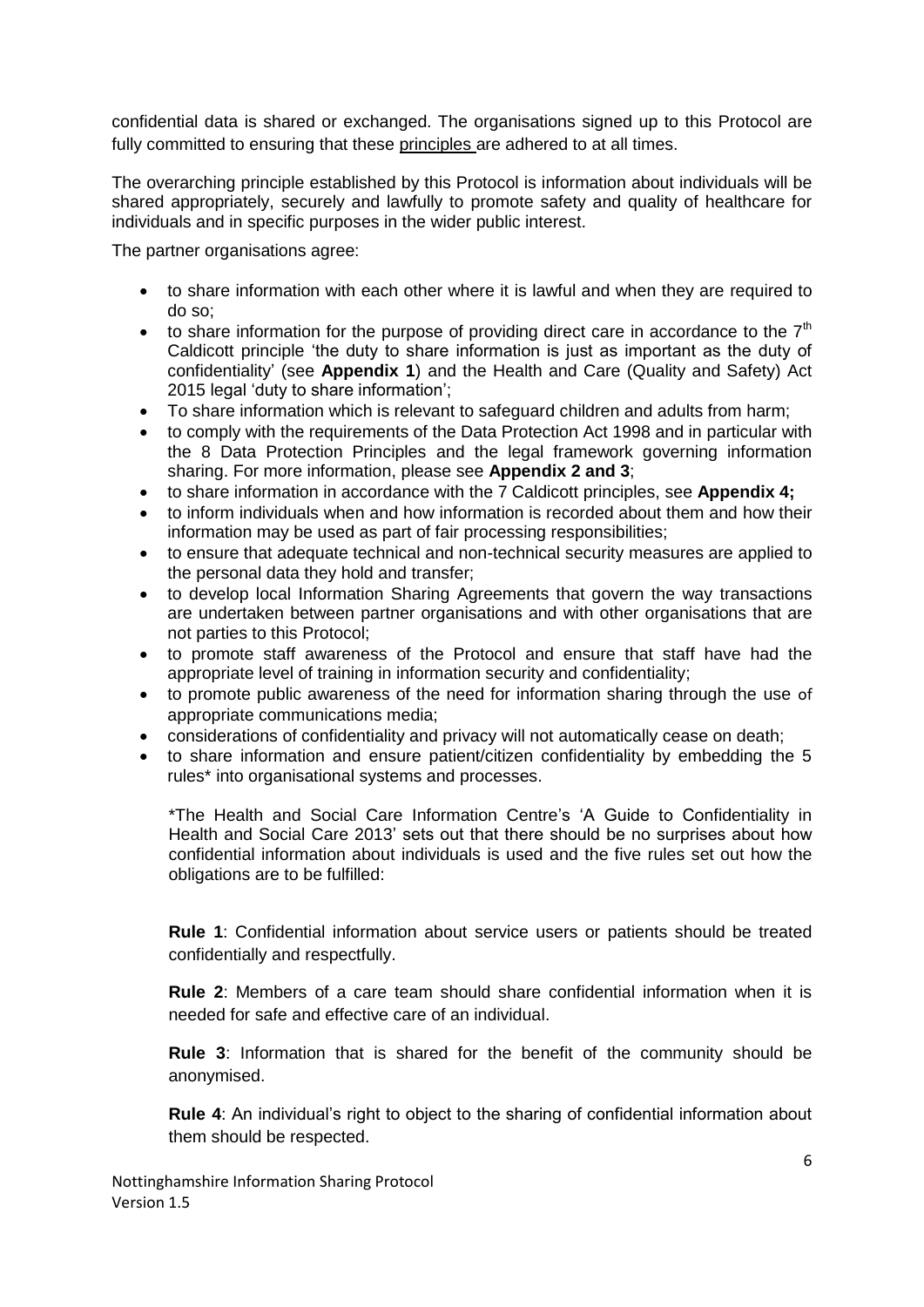confidential data is shared or exchanged. The organisations signed up to this Protocol are fully committed to ensuring that these principles are adhered to at all times.

The overarching principle established by this Protocol is information about individuals will be shared appropriately, securely and lawfully to promote safety and quality of healthcare for individuals and in specific purposes in the wider public interest.

The partner organisations agree:

- to share information with each other where it is lawful and when they are required to do so;
- to share information for the purpose of providing direct care in accordance to the 7th Caldicott principle 'the duty to share information is just as important as the duty of confidentiality' (see **Appendix 1**) and the Health and Care (Quality and Safety) Act 2015 legal 'duty to share information';
- To share information which is relevant to safeguard children and adults from harm;
- to comply with the requirements of the Data Protection Act 1998 and in particular with the 8 Data Protection Principles and the legal framework governing information sharing. For more information, please see **Appendix 2 and 3**;
- to share information in accordance with the 7 Caldicott principles, see **Appendix 4;**
- to inform individuals when and how information is recorded about them and how their information may be used as part of fair processing responsibilities;
- to ensure that adequate technical and non-technical security measures are applied to the personal data they hold and transfer;
- to develop local Information Sharing Agreements that govern the way transactions are undertaken between partner organisations and with other organisations that are not parties to this Protocol;
- to promote staff awareness of the Protocol and ensure that staff have had the appropriate level of training in information security and confidentiality;
- to promote public awareness of the need for information sharing through the use of appropriate communications media;
- considerations of confidentiality and privacy will not automatically cease on death;
- to share information and ensure patient/citizen confidentiality by embedding the 5 rules* into organisational systems and processes.

  *The Health and Social Care Information Centre's 'A Guide to Confidentiality in Health and Social Care 2013' sets out that there should be no surprises about how confidential information about individuals is used and the five rules set out how the obligations are to be fulfilled:

  **Rule 1**: Confidential information about service users or patients should be treated confidentially and respectfully.

  **Rule 2**: Members of a care team should share confidential information when it is needed for safe and effective care of an individual.

  **Rule 3**: Information that is shared for the benefit of the community should be anonymised.

  **Rule 4**: An individual's right to object to the sharing of confidential information about them should be respected.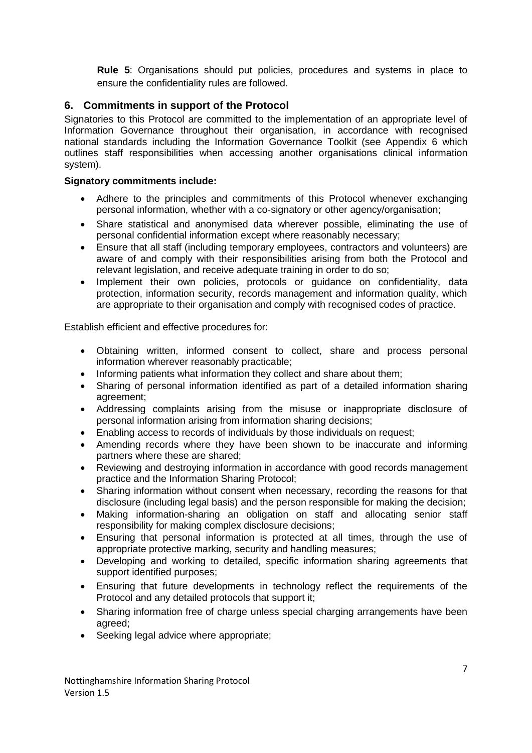**Rule 5**: Organisations should put policies, procedures and systems in place to ensure the confidentiality rules are followed.

## 6. Commitments in support of the Protocol

Signatories to this Protocol are committed to the implementation of an appropriate level of Information Governance throughout their organisation, in accordance with recognised national standards including the Information Governance Toolkit (see Appendix 6 which outlines staff responsibilities when accessing another organisations clinical information system).

**Signatory commitments include:**

- Adhere to the principles and commitments of this Protocol whenever exchanging personal information, whether with a co-signatory or other agency/organisation;
- Share statistical and anonymised data wherever possible, eliminating the use of personal confidential information except where reasonably necessary;
- Ensure that all staff (including temporary employees, contractors and volunteers) are aware of and comply with their responsibilities arising from both the Protocol and relevant legislation, and receive adequate training in order to do so;
- Implement their own policies, protocols or guidance on confidentiality, data protection, information security, records management and information quality, which are appropriate to their organisation and comply with recognised codes of practice.

Establish efficient and effective procedures for:

- Obtaining written, informed consent to collect, share and process personal information wherever reasonably practicable;
- Informing patients what information they collect and share about them;
- Sharing of personal information identified as part of a detailed information sharing agreement;
- Addressing complaints arising from the misuse or inappropriate disclosure of personal information arising from information sharing decisions;
- Enabling access to records of individuals by those individuals on request;
- Amending records where they have been shown to be inaccurate and informing partners where these are shared;
- Reviewing and destroying information in accordance with good records management practice and the Information Sharing Protocol;
- Sharing information without consent when necessary, recording the reasons for that disclosure (including legal basis) and the person responsible for making the decision;
- Making information-sharing an obligation on staff and allocating senior staff responsibility for making complex disclosure decisions;
- Ensuring that personal information is protected at all times, through the use of appropriate protective marking, security and handling measures;
- Developing and working to detailed, specific information sharing agreements that support identified purposes;
- Ensuring that future developments in technology reflect the requirements of the Protocol and any detailed protocols that support it;
- Sharing information free of charge unless special charging arrangements have been agreed;
- Seeking legal advice where appropriate;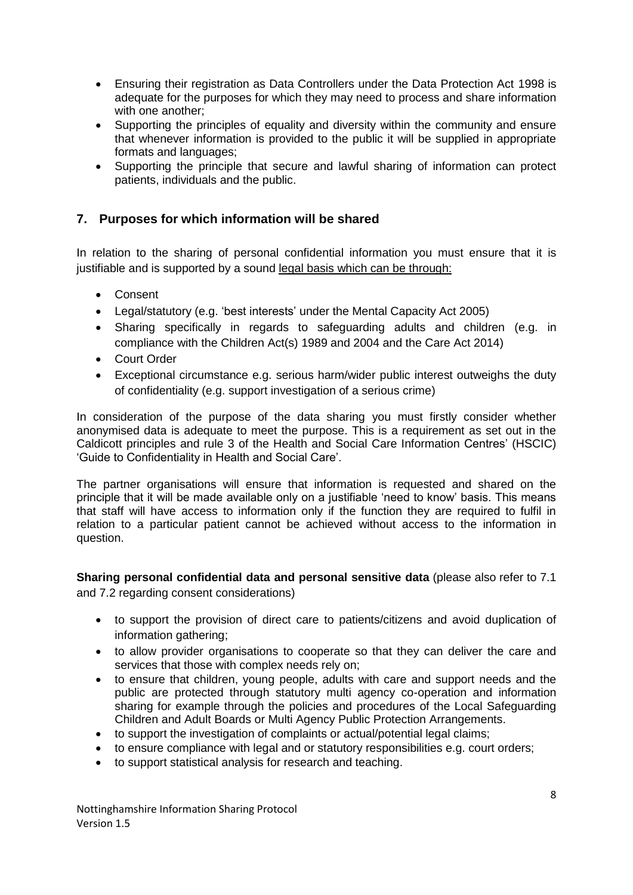- Ensuring their registration as Data Controllers under the Data Protection Act 1998 is adequate for the purposes for which they may need to process and share information with one another;
- Supporting the principles of equality and diversity within the community and ensure that whenever information is provided to the public it will be supplied in appropriate formats and languages;
- Supporting the principle that secure and lawful sharing of information can protect patients, individuals and the public.

## 7. Purposes for which information will be shared

In relation to the sharing of personal confidential information you must ensure that it is justifiable and is supported by a sound legal basis which can be through:

- Consent
- Legal/statutory (e.g. 'best interests' under the Mental Capacity Act 2005)
- Sharing specifically in regards to safeguarding adults and children (e.g. in compliance with the Children Act(s) 1989 and 2004 and the Care Act 2014)
- Court Order
- Exceptional circumstance e.g. serious harm/wider public interest outweighs the duty of confidentiality (e.g. support investigation of a serious crime)

In consideration of the purpose of the data sharing you must firstly consider whether anonymised data is adequate to meet the purpose. This is a requirement as set out in the Caldicott principles and rule 3 of the Health and Social Care Information Centres' (HSCIC) 'Guide to Confidentiality in Health and Social Care'.

The partner organisations will ensure that information is requested and shared on the principle that it will be made available only on a justifiable 'need to know' basis. This means that staff will have access to information only if the function they are required to fulfil in relation to a particular patient cannot be achieved without access to the information in question.

**Sharing personal confidential data and personal sensitive data** (please also refer to 7.1 and 7.2 regarding consent considerations)

- to support the provision of direct care to patients/citizens and avoid duplication of information gathering;
- to allow provider organisations to cooperate so that they can deliver the care and services that those with complex needs rely on;
- to ensure that children, young people, adults with care and support needs and the public are protected through statutory multi agency co-operation and information sharing for example through the policies and procedures of the Local Safeguarding Children and Adult Boards or Multi Agency Public Protection Arrangements.
- to support the investigation of complaints or actual/potential legal claims;
- to ensure compliance with legal and or statutory responsibilities e.g. court orders;
- to support statistical analysis for research and teaching.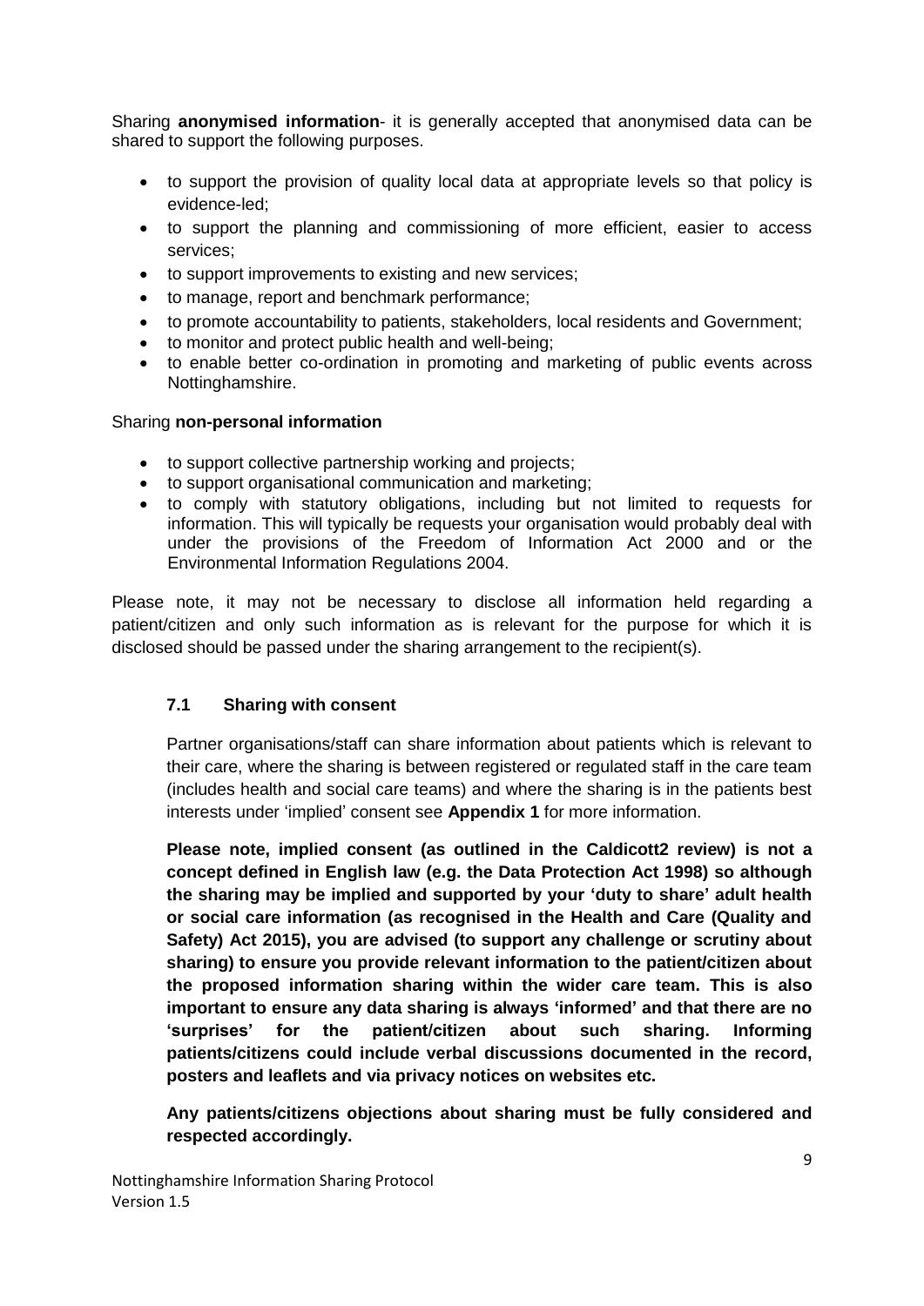Sharing **anonymised information**- it is generally accepted that anonymised data can be shared to support the following purposes.

- to support the provision of quality local data at appropriate levels so that policy is evidence-led;
- to support the planning and commissioning of more efficient, easier to access services;
- to support improvements to existing and new services;
- to manage, report and benchmark performance;
- to promote accountability to patients, stakeholders, local residents and Government;
- to monitor and protect public health and well-being;
- to enable better co-ordination in promoting and marketing of public events across Nottinghamshire.

Sharing **non-personal information**

- to support collective partnership working and projects;
- to support organisational communication and marketing;
- to comply with statutory obligations, including but not limited to requests for information. This will typically be requests your organisation would probably deal with under the provisions of the Freedom of Information Act 2000 and or the Environmental Information Regulations 2004.

Please note, it may not be necessary to disclose all information held regarding a patient/citizen and only such information as is relevant for the purpose for which it is disclosed should be passed under the sharing arrangement to the recipient(s).

### 7.1 Sharing with consent

Partner organisations/staff can share information about patients which is relevant to their care, where the sharing is between registered or regulated staff in the care team (includes health and social care teams) and where the sharing is in the patients best interests under 'implied' consent see **Appendix 1** for more information.

**Please note, implied consent (as outlined in the Caldicott2 review) is not a concept defined in English law (e.g. the Data Protection Act 1998) so although the sharing may be implied and supported by your 'duty to share' adult health or social care information (as recognised in the Health and Care (Quality and Safety) Act 2015), you are advised (to support any challenge or scrutiny about sharing) to ensure you provide relevant information to the patient/citizen about the proposed information sharing within the wider care team. This is also important to ensure any data sharing is always 'informed' and that there are no 'surprises' for the patient/citizen about such sharing. Informing patients/citizens could include verbal discussions documented in the record, posters and leaflets and via privacy notices on websites etc.**

**Any patients/citizens objections about sharing must be fully considered and respected accordingly.**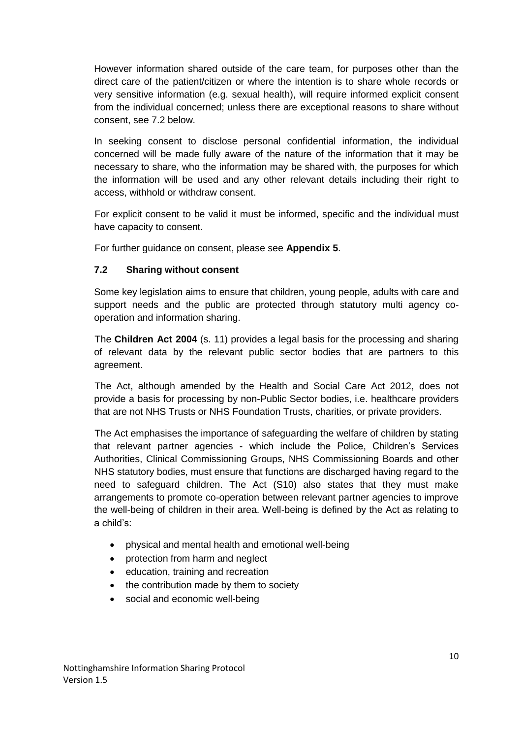However information shared outside of the care team, for purposes other than the direct care of the patient/citizen or where the intention is to share whole records or very sensitive information (e.g. sexual health), will require informed explicit consent from the individual concerned; unless there are exceptional reasons to share without consent, see 7.2 below.

In seeking consent to disclose personal confidential information, the individual concerned will be made fully aware of the nature of the information that it may be necessary to share, who the information may be shared with, the purposes for which the information will be used and any other relevant details including their right to access, withhold or withdraw consent.

For explicit consent to be valid it must be informed, specific and the individual must have capacity to consent.

For further guidance on consent, please see **Appendix 5**.

### 7.2 Sharing without consent

Some key legislation aims to ensure that children, young people, adults with care and support needs and the public are protected through statutory multi agency co-operation and information sharing.

The **Children Act 2004** (s. 11) provides a legal basis for the processing and sharing of relevant data by the relevant public sector bodies that are partners to this agreement.

The Act, although amended by the Health and Social Care Act 2012, does not provide a basis for processing by non-Public Sector bodies, i.e. healthcare providers that are not NHS Trusts or NHS Foundation Trusts, charities, or private providers.

The Act emphasises the importance of safeguarding the welfare of children by stating that relevant partner agencies - which include the Police, Children's Services Authorities, Clinical Commissioning Groups, NHS Commissioning Boards and other NHS statutory bodies, must ensure that functions are discharged having regard to the need to safeguard children. The Act (S10) also states that they must make arrangements to promote co-operation between relevant partner agencies to improve the well-being of children in their area. Well-being is defined by the Act as relating to a child's:

- physical and mental health and emotional well-being
- protection from harm and neglect
- education, training and recreation
- the contribution made by them to society
- social and economic well-being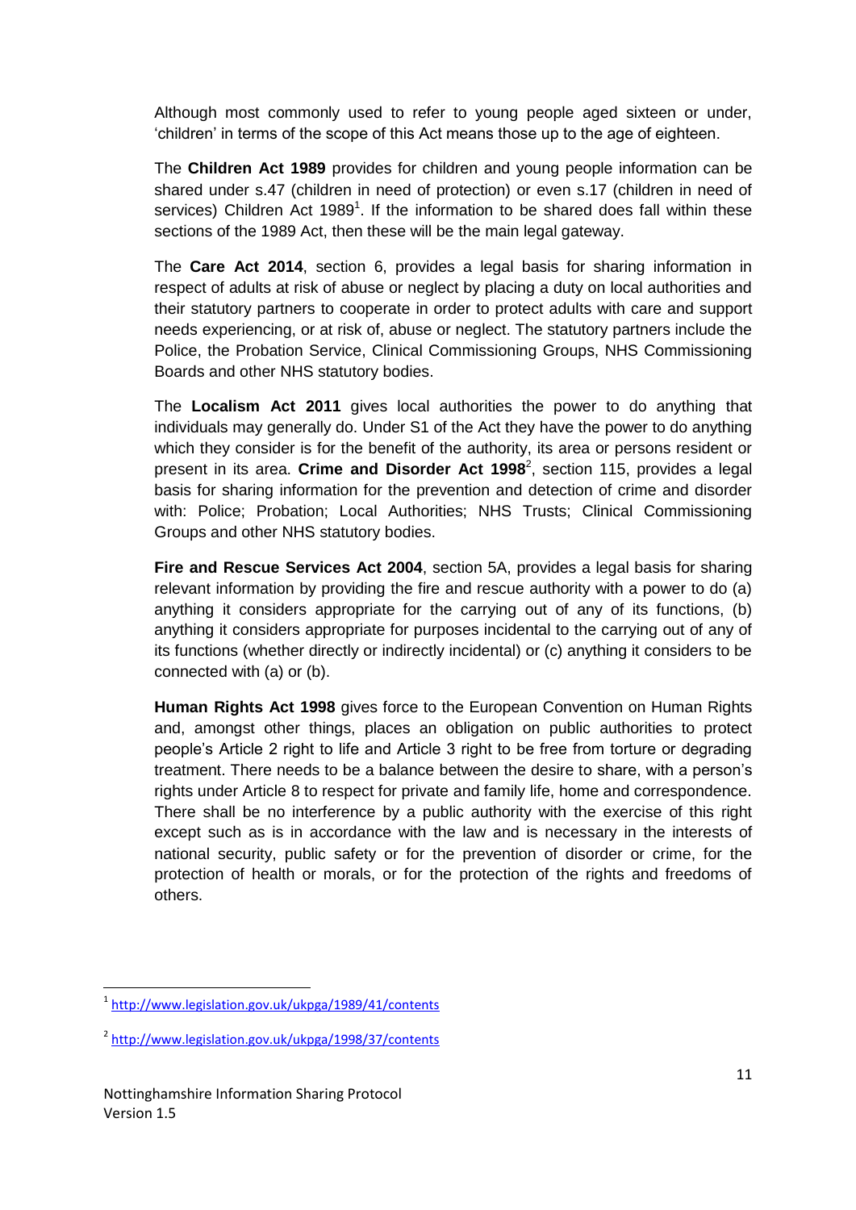Although most commonly used to refer to young people aged sixteen or under, 'children' in terms of the scope of this Act means those up to the age of eighteen.

The **Children Act 1989** provides for children and young people information can be shared under s.47 (children in need of protection) or even s.17 (children in need of services) Children Act 1989[1]. If the information to be shared does fall within these sections of the 1989 Act, then these will be the main legal gateway.

The **Care Act 2014**, section 6, provides a legal basis for sharing information in respect of adults at risk of abuse or neglect by placing a duty on local authorities and their statutory partners to cooperate in order to protect adults with care and support needs experiencing, or at risk of, abuse or neglect. The statutory partners include the Police, the Probation Service, Clinical Commissioning Groups, NHS Commissioning Boards and other NHS statutory bodies.

The **Localism Act 2011** gives local authorities the power to do anything that individuals may generally do. Under S1 of the Act they have the power to do anything which they consider is for the benefit of the authority, its area or persons resident or present in its area. **Crime and Disorder Act 1998**[2], section 115, provides a legal basis for sharing information for the prevention and detection of crime and disorder with: Police; Probation; Local Authorities; NHS Trusts; Clinical Commissioning Groups and other NHS statutory bodies.

**Fire and Rescue Services Act 2004**, section 5A, provides a legal basis for sharing relevant information by providing the fire and rescue authority with a power to do (a) anything it considers appropriate for the carrying out of any of its functions, (b) anything it considers appropriate for purposes incidental to the carrying out of any of its functions (whether directly or indirectly incidental) or (c) anything it considers to be connected with (a) or (b).

**Human Rights Act 1998** gives force to the European Convention on Human Rights and, amongst other things, places an obligation on public authorities to protect people's Article 2 right to life and Article 3 right to be free from torture or degrading treatment. There needs to be a balance between the desire to share, with a person's rights under Article 8 to respect for private and family life, home and correspondence. There shall be no interference by a public authority with the exercise of this right except such as is in accordance with the law and is necessary in the interests of national security, public safety or for the prevention of disorder or crime, for the protection of health or morals, or for the protection of the rights and freedoms of others.

---

[1] http://www.legislation.gov.uk/ukpga/1989/41/contents

[2] http://www.legislation.gov.uk/ukpga/1998/37/contents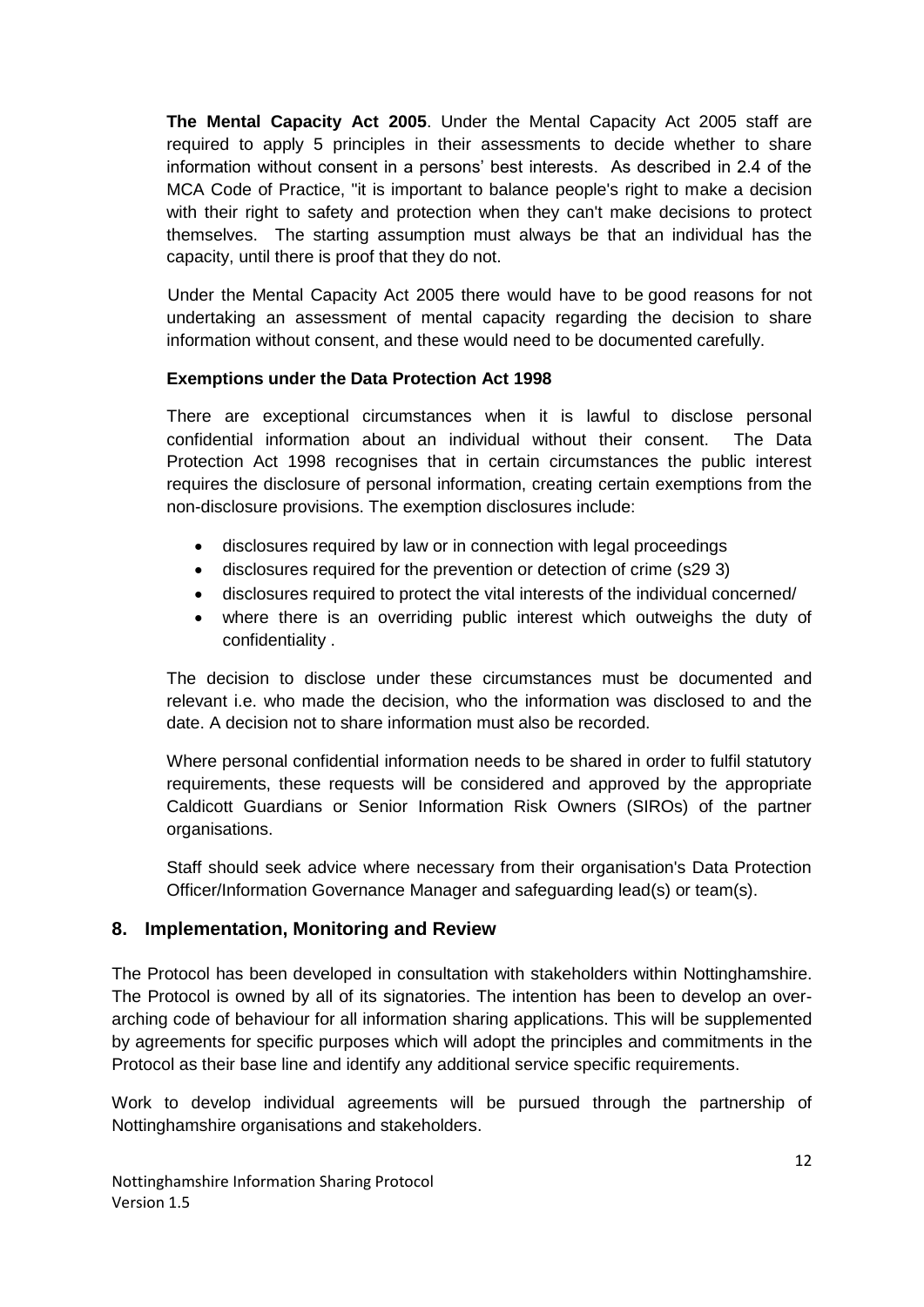**The Mental Capacity Act 2005**. Under the Mental Capacity Act 2005 staff are required to apply 5 principles in their assessments to decide whether to share information without consent in a persons' best interests. As described in 2.4 of the MCA Code of Practice, "it is important to balance people's right to make a decision with their right to safety and protection when they can't make decisions to protect themselves. The starting assumption must always be that an individual has the capacity, until there is proof that they do not.

Under the Mental Capacity Act 2005 there would have to be good reasons for not undertaking an assessment of mental capacity regarding the decision to share information without consent, and these would need to be documented carefully.

**Exemptions under the Data Protection Act 1998**

There are exceptional circumstances when it is lawful to disclose personal confidential information about an individual without their consent. The Data Protection Act 1998 recognises that in certain circumstances the public interest requires the disclosure of personal information, creating certain exemptions from the non-disclosure provisions. The exemption disclosures include:

- disclosures required by law or in connection with legal proceedings
- disclosures required for the prevention or detection of crime (s29 3)
- disclosures required to protect the vital interests of the individual concerned/
- where there is an overriding public interest which outweighs the duty of confidentiality .

The decision to disclose under these circumstances must be documented and relevant i.e. who made the decision, who the information was disclosed to and the date. A decision not to share information must also be recorded.

Where personal confidential information needs to be shared in order to fulfil statutory requirements, these requests will be considered and approved by the appropriate Caldicott Guardians or Senior Information Risk Owners (SIROs) of the partner organisations.

Staff should seek advice where necessary from their organisation's Data Protection Officer/Information Governance Manager and safeguarding lead(s) or team(s).

## 8. Implementation, Monitoring and Review

The Protocol has been developed in consultation with stakeholders within Nottinghamshire. The Protocol is owned by all of its signatories. The intention has been to develop an over-arching code of behaviour for all information sharing applications. This will be supplemented by agreements for specific purposes which will adopt the principles and commitments in the Protocol as their base line and identify any additional service specific requirements.

Work to develop individual agreements will be pursued through the partnership of Nottinghamshire organisations and stakeholders.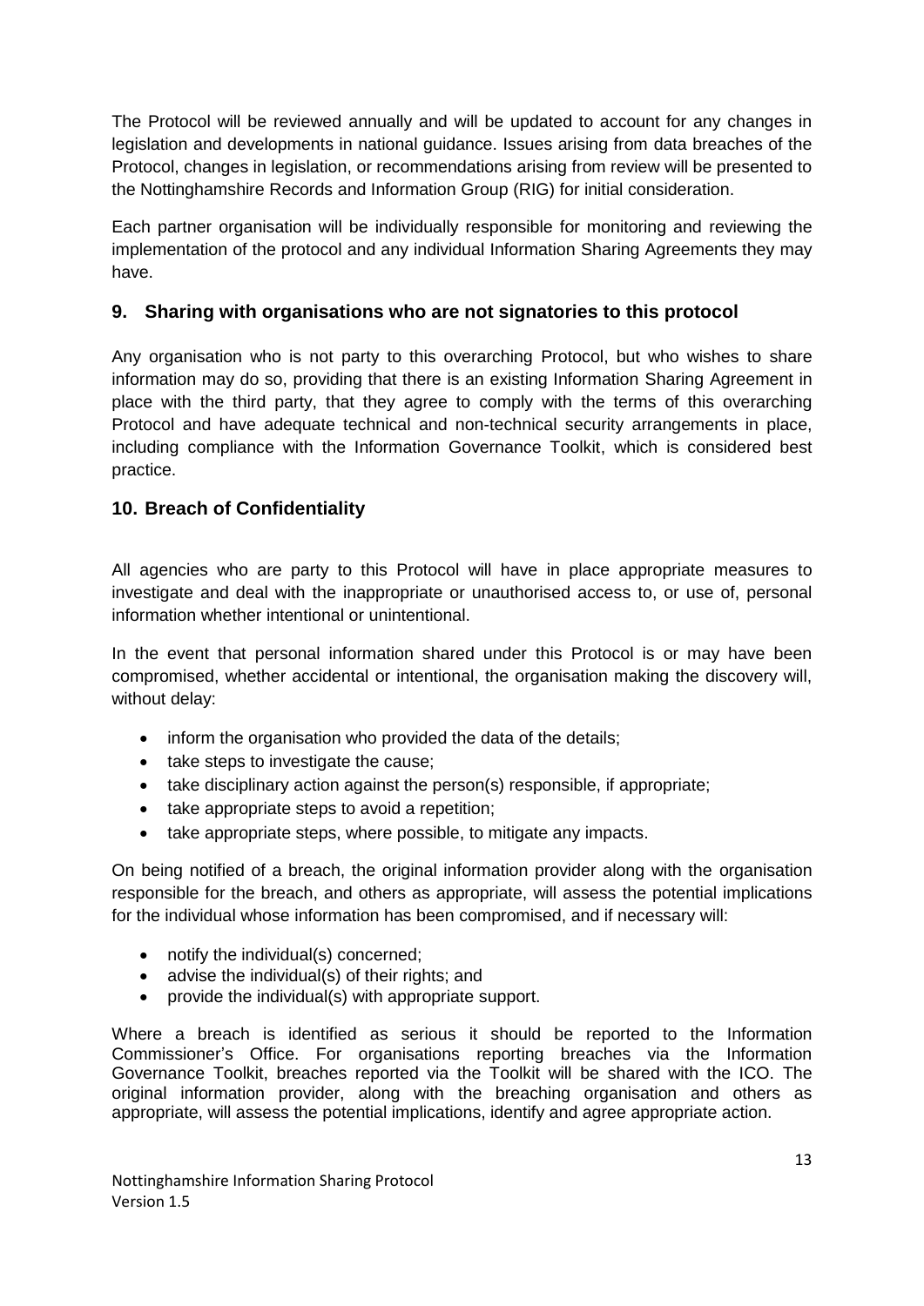The Protocol will be reviewed annually and will be updated to account for any changes in legislation and developments in national guidance. Issues arising from data breaches of the Protocol, changes in legislation, or recommendations arising from review will be presented to the Nottinghamshire Records and Information Group (RIG) for initial consideration.

Each partner organisation will be individually responsible for monitoring and reviewing the implementation of the protocol and any individual Information Sharing Agreements they may have.

## 9. Sharing with organisations who are not signatories to this protocol

Any organisation who is not party to this overarching Protocol, but who wishes to share information may do so, providing that there is an existing Information Sharing Agreement in place with the third party, that they agree to comply with the terms of this overarching Protocol and have adequate technical and non-technical security arrangements in place, including compliance with the Information Governance Toolkit, which is considered best practice.

## 10. Breach of Confidentiality

All agencies who are party to this Protocol will have in place appropriate measures to investigate and deal with the inappropriate or unauthorised access to, or use of, personal information whether intentional or unintentional.

In the event that personal information shared under this Protocol is or may have been compromised, whether accidental or intentional, the organisation making the discovery will, without delay:

- inform the organisation who provided the data of the details;
- take steps to investigate the cause;
- take disciplinary action against the person(s) responsible, if appropriate;
- take appropriate steps to avoid a repetition;
- take appropriate steps, where possible, to mitigate any impacts.

On being notified of a breach, the original information provider along with the organisation responsible for the breach, and others as appropriate, will assess the potential implications for the individual whose information has been compromised, and if necessary will:

- notify the individual(s) concerned;
- advise the individual(s) of their rights; and
- provide the individual(s) with appropriate support.

Where a breach is identified as serious it should be reported to the Information Commissioner's Office. For organisations reporting breaches via the Information Governance Toolkit, breaches reported via the Toolkit will be shared with the ICO. The original information provider, along with the breaching organisation and others as appropriate, will assess the potential implications, identify and agree appropriate action.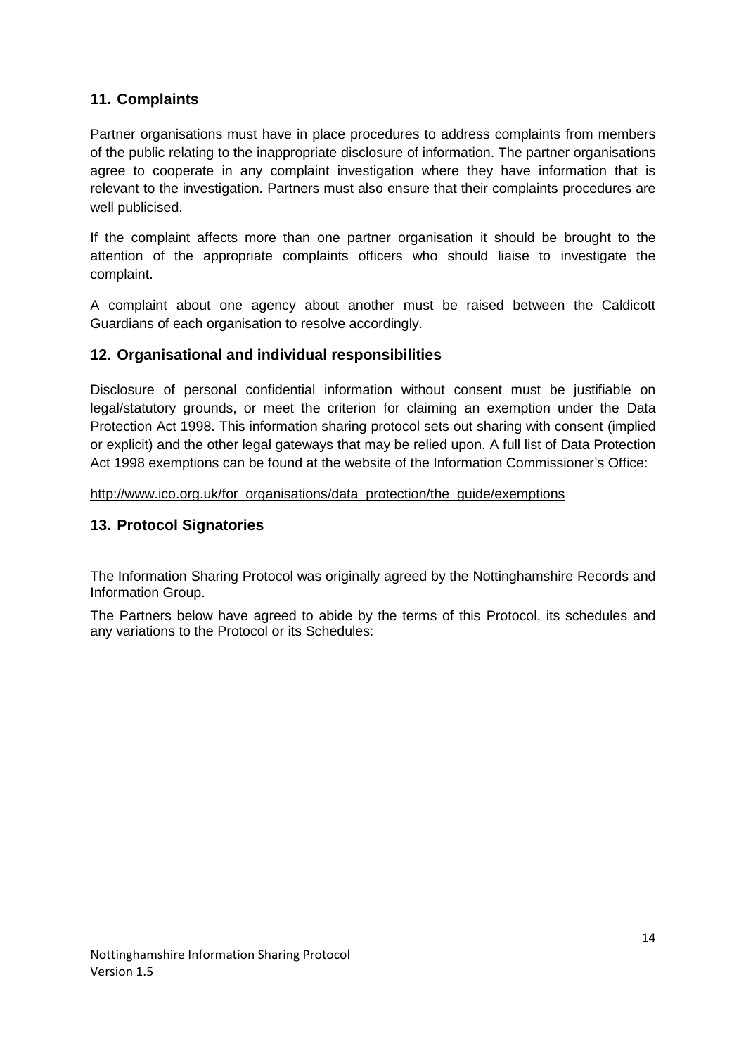## 11. Complaints

Partner organisations must have in place procedures to address complaints from members of the public relating to the inappropriate disclosure of information. The partner organisations agree to cooperate in any complaint investigation where they have information that is relevant to the investigation. Partners must also ensure that their complaints procedures are well publicised.

If the complaint affects more than one partner organisation it should be brought to the attention of the appropriate complaints officers who should liaise to investigate the complaint.

A complaint about one agency about another must be raised between the Caldicott Guardians of each organisation to resolve accordingly.

## 12. Organisational and individual responsibilities

Disclosure of personal confidential information without consent must be justifiable on legal/statutory grounds, or meet the criterion for claiming an exemption under the Data Protection Act 1998. This information sharing protocol sets out sharing with consent (implied or explicit) and the other legal gateways that may be relied upon. A full list of Data Protection Act 1998 exemptions can be found at the website of the Information Commissioner's Office:

http://www.ico.org.uk/for_organisations/data_protection/the_guide/exemptions

## 13. Protocol Signatories

The Information Sharing Protocol was originally agreed by the Nottinghamshire Records and Information Group.

The Partners below have agreed to abide by the terms of this Protocol, its schedules and any variations to the Protocol or its Schedules: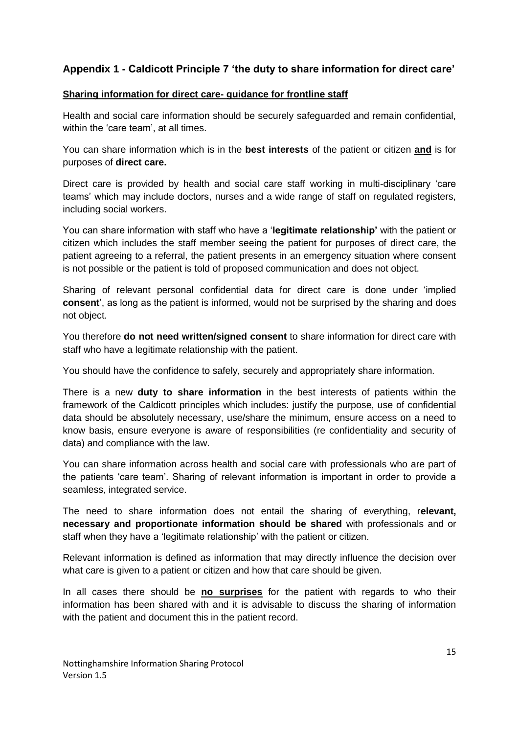## Appendix 1 - Caldicott Principle 7 'the duty to share information for direct care'

**Sharing information for direct care- guidance for frontline staff**

Health and social care information should be securely safeguarded and remain confidential, within the 'care team', at all times.

You can share information which is in the **best interests** of the patient or citizen **and** is for purposes of **direct care.**

Direct care is provided by health and social care staff working in multi-disciplinary 'care teams' which may include doctors, nurses and a wide range of staff on regulated registers, including social workers.

You can share information with staff who have a '**legitimate relationship'** with the patient or citizen which includes the staff member seeing the patient for purposes of direct care, the patient agreeing to a referral, the patient presents in an emergency situation where consent is not possible or the patient is told of proposed communication and does not object.

Sharing of relevant personal confidential data for direct care is done under 'implied **consent**', as long as the patient is informed, would not be surprised by the sharing and does not object.

You therefore **do not need written/signed consent** to share information for direct care with staff who have a legitimate relationship with the patient.

You should have the confidence to safely, securely and appropriately share information.

There is a new **duty to share information** in the best interests of patients within the framework of the Caldicott principles which includes: justify the purpose, use of confidential data should be absolutely necessary, use/share the minimum, ensure access on a need to know basis, ensure everyone is aware of responsibilities (re confidentiality and security of data) and compliance with the law.

You can share information across health and social care with professionals who are part of the patients 'care team'. Sharing of relevant information is important in order to provide a seamless, integrated service.

The need to share information does not entail the sharing of everything, r**elevant, necessary and proportionate information should be shared** with professionals and or staff when they have a 'legitimate relationship' with the patient or citizen.

Relevant information is defined as information that may directly influence the decision over what care is given to a patient or citizen and how that care should be given.

In all cases there should be **no surprises** for the patient with regards to who their information has been shared with and it is advisable to discuss the sharing of information with the patient and document this in the patient record.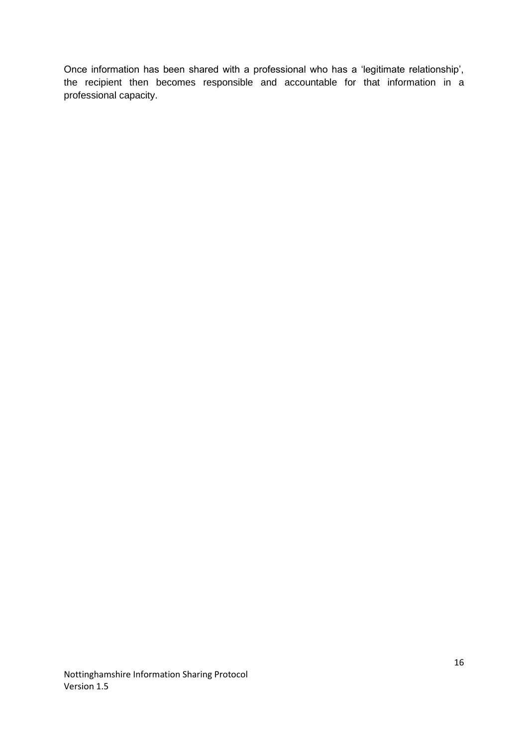Once information has been shared with a professional who has a 'legitimate relationship', the recipient then becomes responsible and accountable for that information in a professional capacity.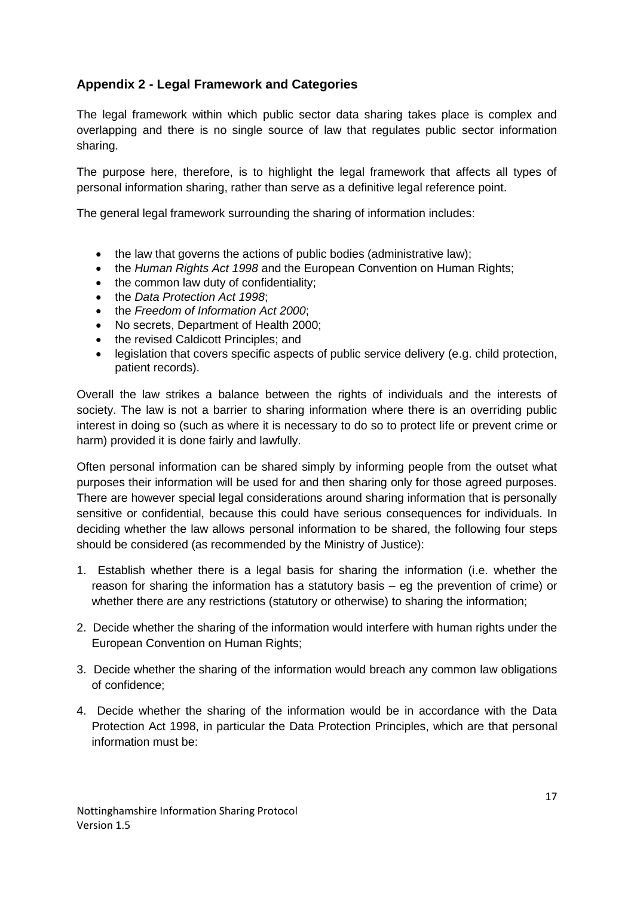## Appendix 2 - Legal Framework and Categories

The legal framework within which public sector data sharing takes place is complex and overlapping and there is no single source of law that regulates public sector information sharing.

The purpose here, therefore, is to highlight the legal framework that affects all types of personal information sharing, rather than serve as a definitive legal reference point.

The general legal framework surrounding the sharing of information includes:

- the law that governs the actions of public bodies (administrative law);
- the *Human Rights Act 1998* and the European Convention on Human Rights;
- the common law duty of confidentiality;
- the *Data Protection Act 1998*;
- the *Freedom of Information Act 2000*;
- No secrets, Department of Health 2000;
- the revised Caldicott Principles; and
- legislation that covers specific aspects of public service delivery (e.g. child protection, patient records).

Overall the law strikes a balance between the rights of individuals and the interests of society. The law is not a barrier to sharing information where there is an overriding public interest in doing so (such as where it is necessary to do so to protect life or prevent crime or harm) provided it is done fairly and lawfully.

Often personal information can be shared simply by informing people from the outset what purposes their information will be used for and then sharing only for those agreed purposes. There are however special legal considerations around sharing information that is personally sensitive or confidential, because this could have serious consequences for individuals. In deciding whether the law allows personal information to be shared, the following four steps should be considered (as recommended by the Ministry of Justice):

1. Establish whether there is a legal basis for sharing the information (i.e. whether the reason for sharing the information has a statutory basis – eg the prevention of crime) or whether there are any restrictions (statutory or otherwise) to sharing the information;

2. Decide whether the sharing of the information would interfere with human rights under the European Convention on Human Rights;

3. Decide whether the sharing of the information would breach any common law obligations of confidence;

4. Decide whether the sharing of the information would be in accordance with the Data Protection Act 1998, in particular the Data Protection Principles, which are that personal information must be: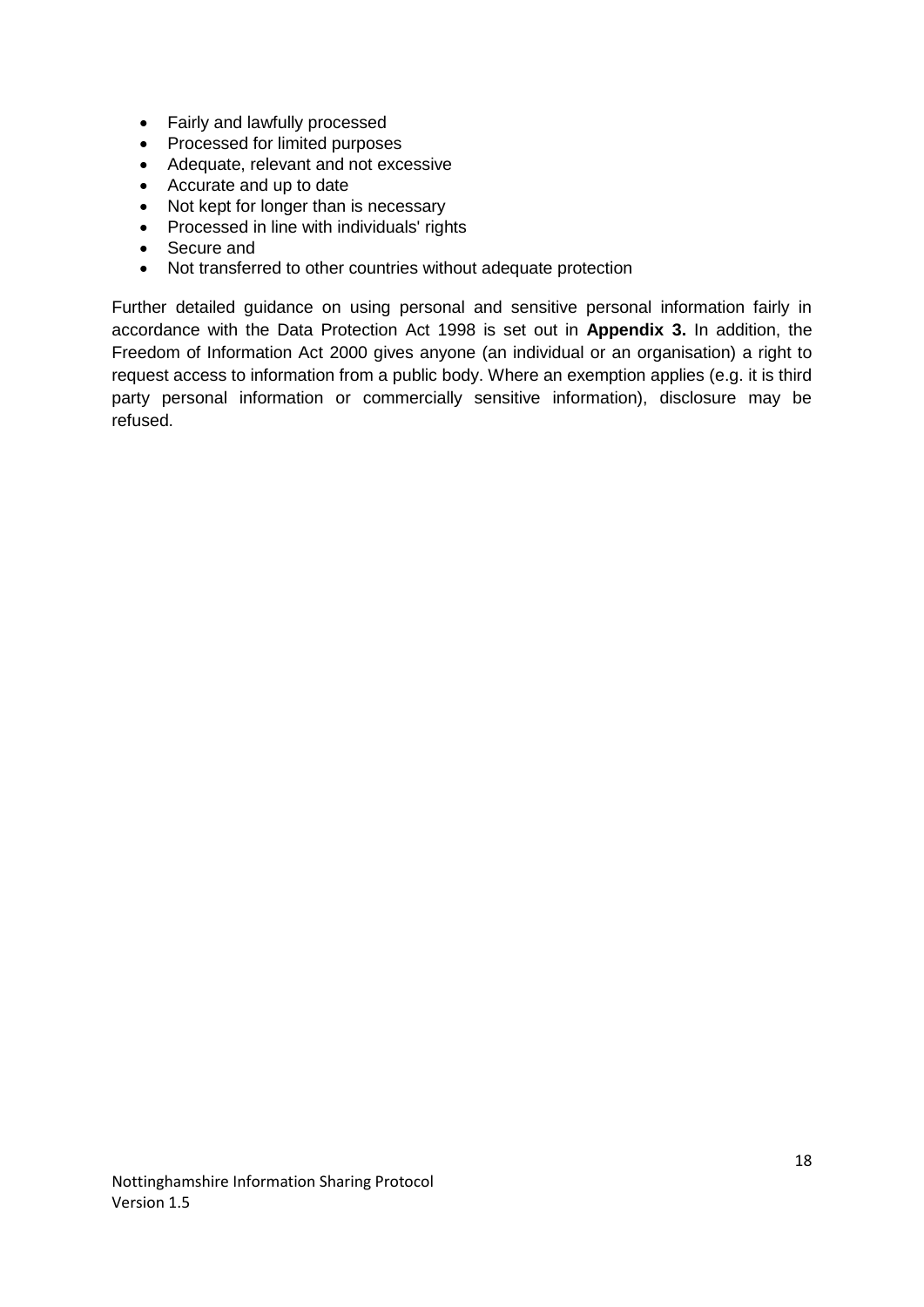- Fairly and lawfully processed
- Processed for limited purposes
- Adequate, relevant and not excessive
- Accurate and up to date
- Not kept for longer than is necessary
- Processed in line with individuals' rights
- Secure and
- Not transferred to other countries without adequate protection

Further detailed guidance on using personal and sensitive personal information fairly in accordance with the Data Protection Act 1998 is set out in **Appendix 3.** In addition, the Freedom of Information Act 2000 gives anyone (an individual or an organisation) a right to request access to information from a public body. Where an exemption applies (e.g. it is third party personal information or commercially sensitive information), disclosure may be refused.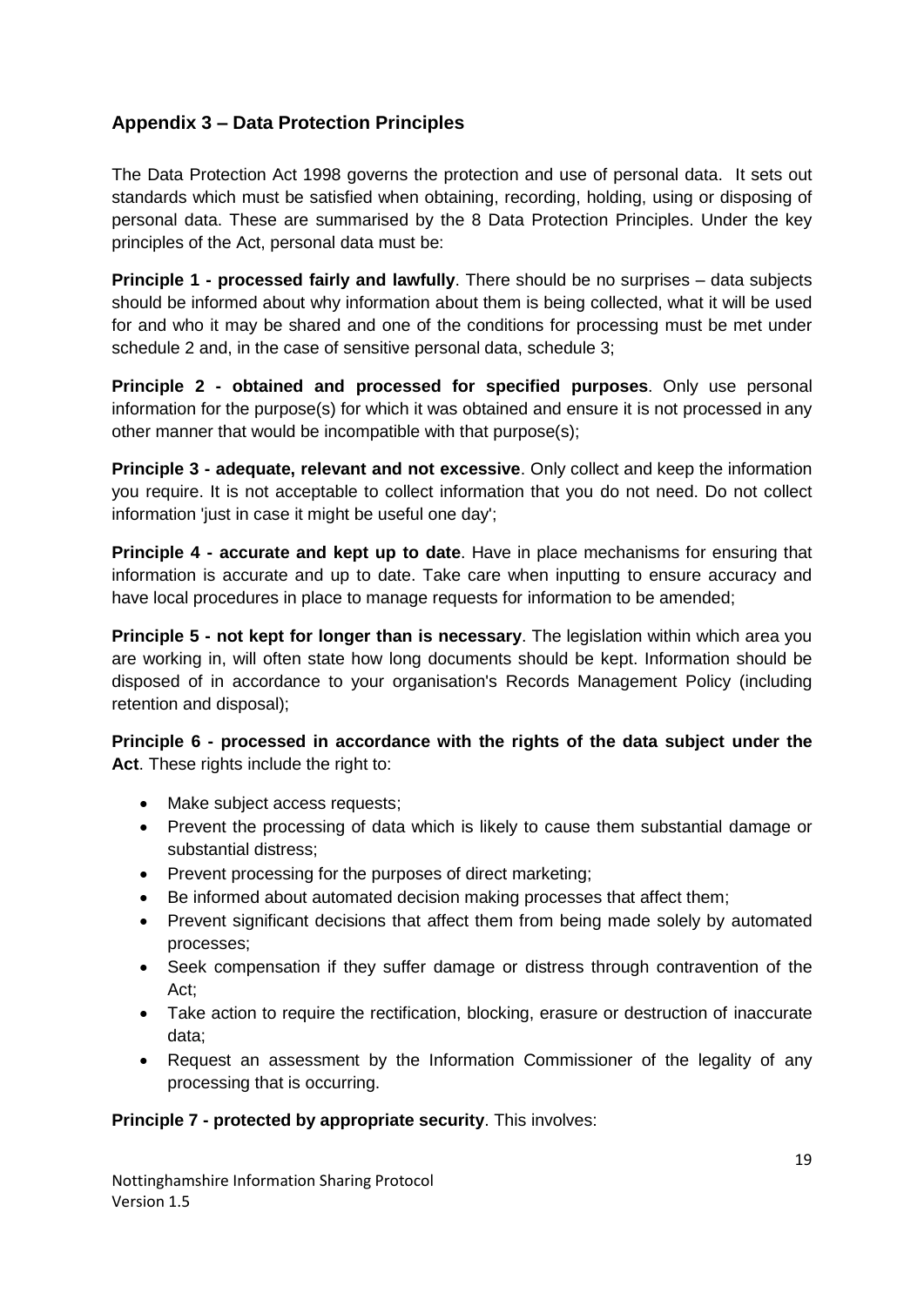## Appendix 3 – Data Protection Principles

The Data Protection Act 1998 governs the protection and use of personal data. It sets out standards which must be satisfied when obtaining, recording, holding, using or disposing of personal data. These are summarised by the 8 Data Protection Principles. Under the key principles of the Act, personal data must be:

**Principle 1 - processed fairly and lawfully**. There should be no surprises – data subjects should be informed about why information about them is being collected, what it will be used for and who it may be shared and one of the conditions for processing must be met under schedule 2 and, in the case of sensitive personal data, schedule 3;

**Principle 2 - obtained and processed for specified purposes**. Only use personal information for the purpose(s) for which it was obtained and ensure it is not processed in any other manner that would be incompatible with that purpose(s);

**Principle 3 - adequate, relevant and not excessive**. Only collect and keep the information you require. It is not acceptable to collect information that you do not need. Do not collect information 'just in case it might be useful one day';

**Principle 4 - accurate and kept up to date**. Have in place mechanisms for ensuring that information is accurate and up to date. Take care when inputting to ensure accuracy and have local procedures in place to manage requests for information to be amended;

**Principle 5 - not kept for longer than is necessary**. The legislation within which area you are working in, will often state how long documents should be kept. Information should be disposed of in accordance to your organisation's Records Management Policy (including retention and disposal);

**Principle 6 - processed in accordance with the rights of the data subject under the Act**. These rights include the right to:

- Make subject access requests;
- Prevent the processing of data which is likely to cause them substantial damage or substantial distress;
- Prevent processing for the purposes of direct marketing;
- Be informed about automated decision making processes that affect them;
- Prevent significant decisions that affect them from being made solely by automated processes;
- Seek compensation if they suffer damage or distress through contravention of the Act;
- Take action to require the rectification, blocking, erasure or destruction of inaccurate data;
- Request an assessment by the Information Commissioner of the legality of any processing that is occurring.

**Principle 7 - protected by appropriate security**. This involves: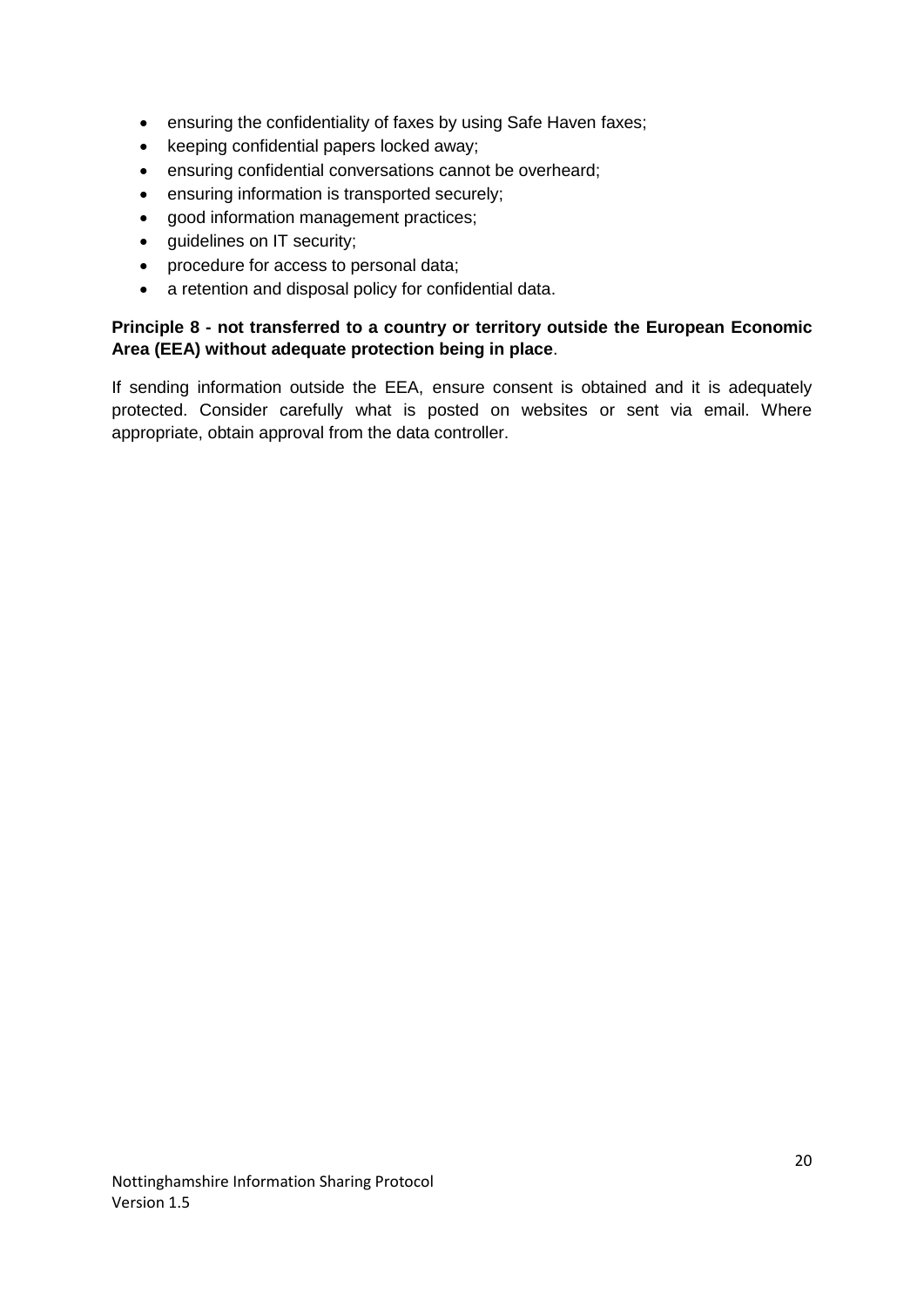- ensuring the confidentiality of faxes by using Safe Haven faxes;
- keeping confidential papers locked away;
- ensuring confidential conversations cannot be overheard;
- ensuring information is transported securely;
- good information management practices;
- guidelines on IT security;
- procedure for access to personal data;
- a retention and disposal policy for confidential data.

**Principle 8 - not transferred to a country or territory outside the European Economic Area (EEA) without adequate protection being in place**.

If sending information outside the EEA, ensure consent is obtained and it is adequately protected. Consider carefully what is posted on websites or sent via email. Where appropriate, obtain approval from the data controller.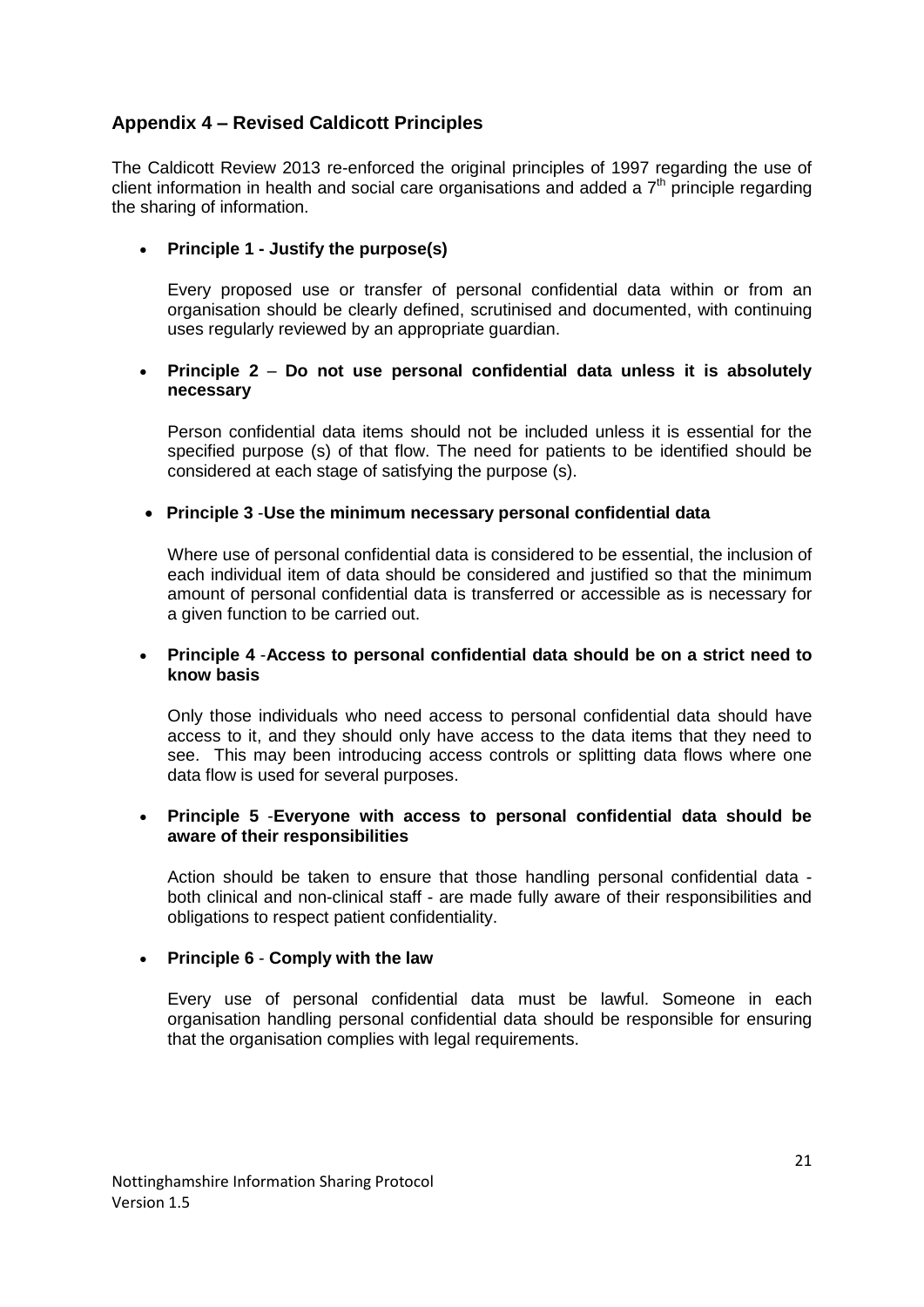## Appendix 4 – Revised Caldicott Principles

The Caldicott Review 2013 re-enforced the original principles of 1997 regarding the use of client information in health and social care organisations and added a 7th principle regarding the sharing of information.

- **Principle 1 - Justify the purpose(s)**

  Every proposed use or transfer of personal confidential data within or from an organisation should be clearly defined, scrutinised and documented, with continuing uses regularly reviewed by an appropriate guardian.

- **Principle 2 – Do not use personal confidential data unless it is absolutely necessary**

  Person confidential data items should not be included unless it is essential for the specified purpose (s) of that flow. The need for patients to be identified should be considered at each stage of satisfying the purpose (s).

- **Principle 3 -Use the minimum necessary personal confidential data**

  Where use of personal confidential data is considered to be essential, the inclusion of each individual item of data should be considered and justified so that the minimum amount of personal confidential data is transferred or accessible as is necessary for a given function to be carried out.

- **Principle 4 -Access to personal confidential data should be on a strict need to know basis**

  Only those individuals who need access to personal confidential data should have access to it, and they should only have access to the data items that they need to see. This may been introducing access controls or splitting data flows where one data flow is used for several purposes.

- **Principle 5 -Everyone with access to personal confidential data should be aware of their responsibilities**

  Action should be taken to ensure that those handling personal confidential data - both clinical and non-clinical staff - are made fully aware of their responsibilities and obligations to respect patient confidentiality.

- **Principle 6 - Comply with the law**

  Every use of personal confidential data must be lawful. Someone in each organisation handling personal confidential data should be responsible for ensuring that the organisation complies with legal requirements.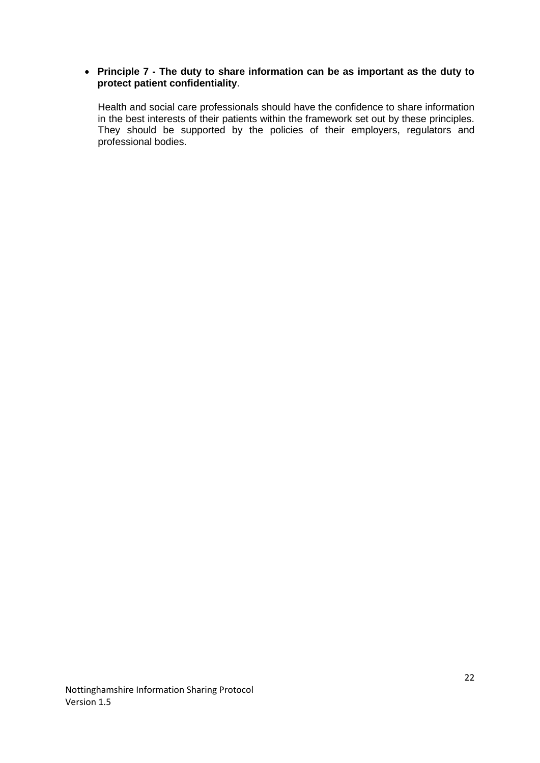- **Principle 7 - The duty to share information can be as important as the duty to protect patient confidentiality**.

  Health and social care professionals should have the confidence to share information in the best interests of their patients within the framework set out by these principles. They should be supported by the policies of their employers, regulators and professional bodies.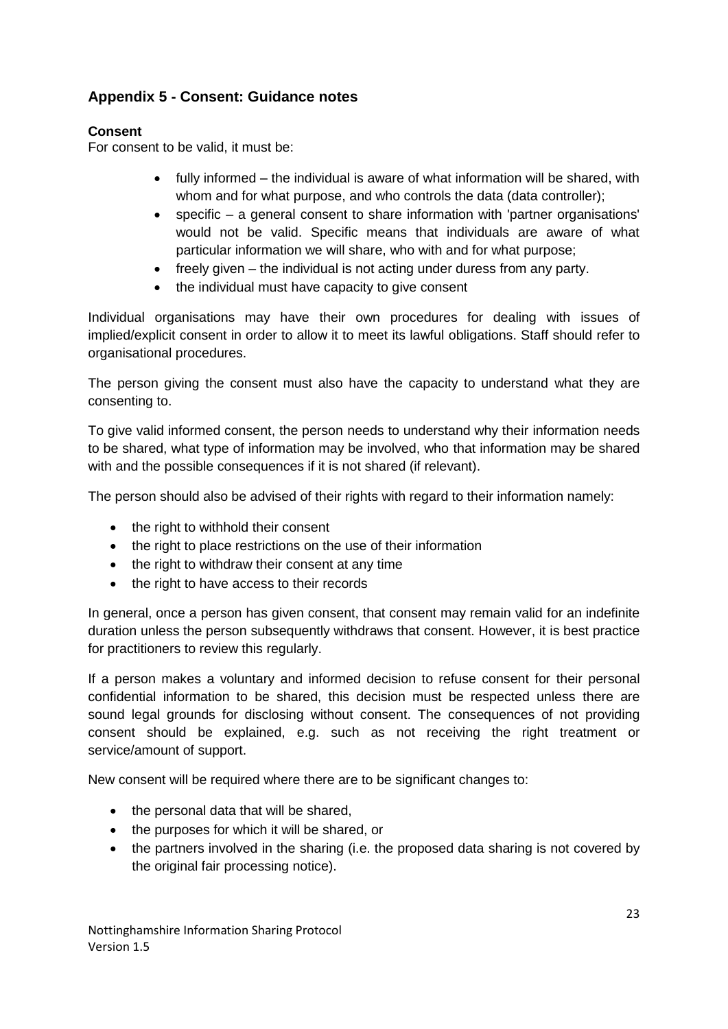## Appendix 5 - Consent: Guidance notes

**Consent**

For consent to be valid, it must be:

- fully informed – the individual is aware of what information will be shared, with whom and for what purpose, and who controls the data (data controller);
- specific – a general consent to share information with 'partner organisations' would not be valid. Specific means that individuals are aware of what particular information we will share, who with and for what purpose;
- freely given – the individual is not acting under duress from any party.
- the individual must have capacity to give consent

Individual organisations may have their own procedures for dealing with issues of implied/explicit consent in order to allow it to meet its lawful obligations. Staff should refer to organisational procedures.

The person giving the consent must also have the capacity to understand what they are consenting to.

To give valid informed consent, the person needs to understand why their information needs to be shared, what type of information may be involved, who that information may be shared with and the possible consequences if it is not shared (if relevant).

The person should also be advised of their rights with regard to their information namely:

- the right to withhold their consent
- the right to place restrictions on the use of their information
- the right to withdraw their consent at any time
- the right to have access to their records

In general, once a person has given consent, that consent may remain valid for an indefinite duration unless the person subsequently withdraws that consent. However, it is best practice for practitioners to review this regularly.

If a person makes a voluntary and informed decision to refuse consent for their personal confidential information to be shared, this decision must be respected unless there are sound legal grounds for disclosing without consent. The consequences of not providing consent should be explained, e.g. such as not receiving the right treatment or service/amount of support.

New consent will be required where there are to be significant changes to:

- the personal data that will be shared,
- the purposes for which it will be shared, or
- the partners involved in the sharing (i.e. the proposed data sharing is not covered by the original fair processing notice).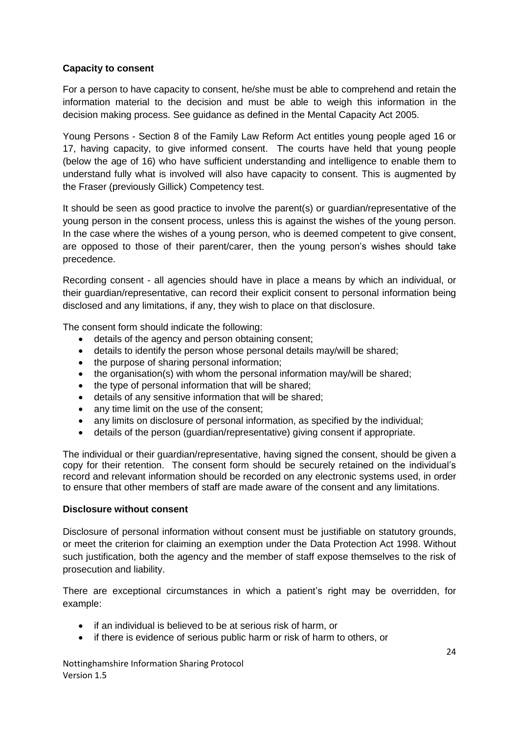**Capacity to consent**

For a person to have capacity to consent, he/she must be able to comprehend and retain the information material to the decision and must be able to weigh this information in the decision making process. See guidance as defined in the Mental Capacity Act 2005.

Young Persons - Section 8 of the Family Law Reform Act entitles young people aged 16 or 17, having capacity, to give informed consent. The courts have held that young people (below the age of 16) who have sufficient understanding and intelligence to enable them to understand fully what is involved will also have capacity to consent. This is augmented by the Fraser (previously Gillick) Competency test.

It should be seen as good practice to involve the parent(s) or guardian/representative of the young person in the consent process, unless this is against the wishes of the young person. In the case where the wishes of a young person, who is deemed competent to give consent, are opposed to those of their parent/carer, then the young person's wishes should take precedence.

Recording consent - all agencies should have in place a means by which an individual, or their guardian/representative, can record their explicit consent to personal information being disclosed and any limitations, if any, they wish to place on that disclosure.

The consent form should indicate the following:

- details of the agency and person obtaining consent;
- details to identify the person whose personal details may/will be shared;
- the purpose of sharing personal information;
- the organisation(s) with whom the personal information may/will be shared;
- the type of personal information that will be shared;
- details of any sensitive information that will be shared;
- any time limit on the use of the consent;
- any limits on disclosure of personal information, as specified by the individual;
- details of the person (guardian/representative) giving consent if appropriate.

The individual or their guardian/representative, having signed the consent, should be given a copy for their retention. The consent form should be securely retained on the individual's record and relevant information should be recorded on any electronic systems used, in order to ensure that other members of staff are made aware of the consent and any limitations.

**Disclosure without consent**

Disclosure of personal information without consent must be justifiable on statutory grounds, or meet the criterion for claiming an exemption under the Data Protection Act 1998. Without such justification, both the agency and the member of staff expose themselves to the risk of prosecution and liability.

There are exceptional circumstances in which a patient's right may be overridden, for example:

- if an individual is believed to be at serious risk of harm, or
- if there is evidence of serious public harm or risk of harm to others, or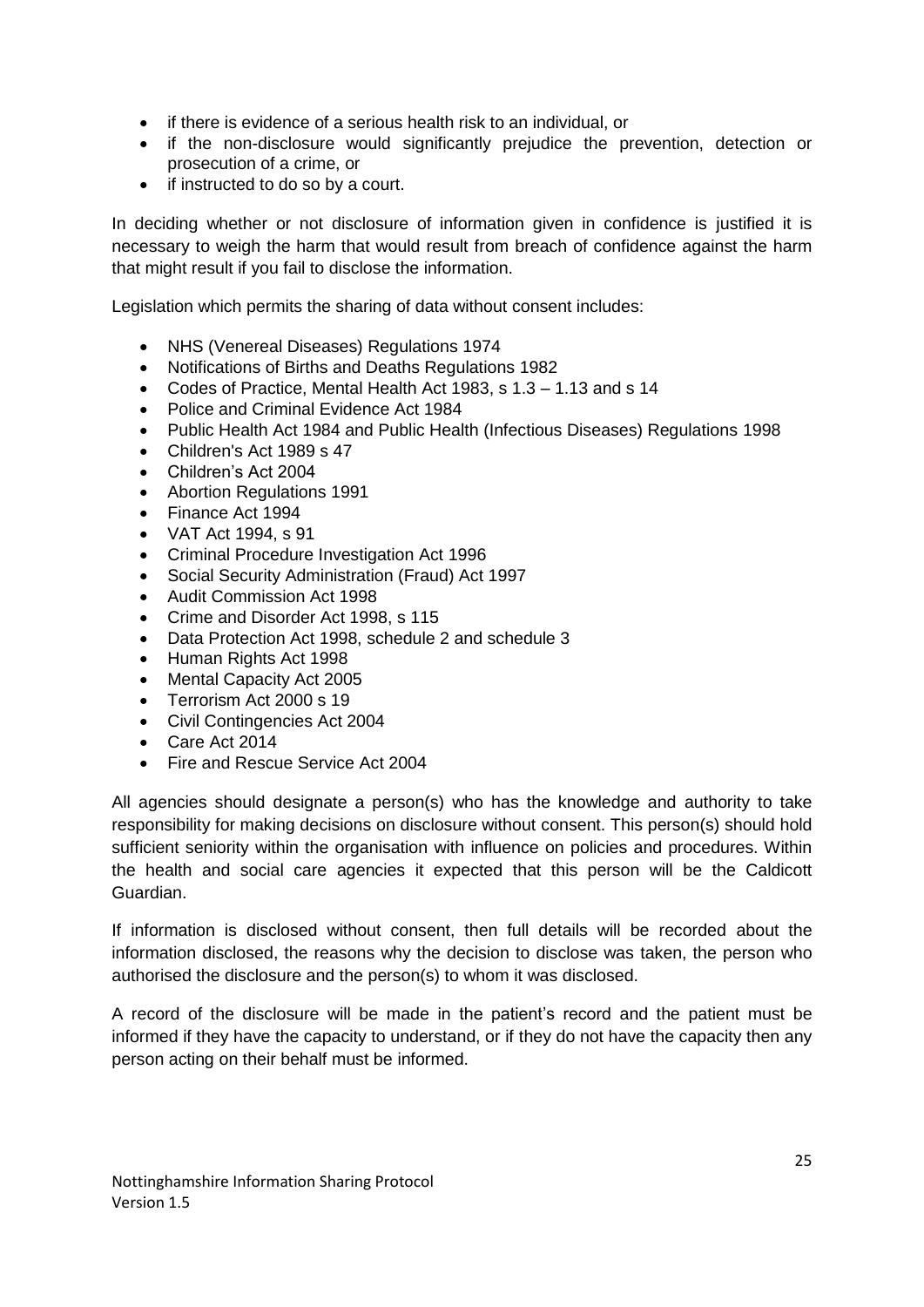- if there is evidence of a serious health risk to an individual, or
- if the non-disclosure would significantly prejudice the prevention, detection or prosecution of a crime, or
- if instructed to do so by a court.

In deciding whether or not disclosure of information given in confidence is justified it is necessary to weigh the harm that would result from breach of confidence against the harm that might result if you fail to disclose the information.

Legislation which permits the sharing of data without consent includes:

- NHS (Venereal Diseases) Regulations 1974
- Notifications of Births and Deaths Regulations 1982
- Codes of Practice, Mental Health Act 1983, s 1.3 – 1.13 and s 14
- Police and Criminal Evidence Act 1984
- Public Health Act 1984 and Public Health (Infectious Diseases) Regulations 1998
- Children's Act 1989 s 47
- Children's Act 2004
- Abortion Regulations 1991
- Finance Act 1994
- VAT Act 1994, s 91
- Criminal Procedure Investigation Act 1996
- Social Security Administration (Fraud) Act 1997
- Audit Commission Act 1998
- Crime and Disorder Act 1998, s 115
- Data Protection Act 1998, schedule 2 and schedule 3
- Human Rights Act 1998
- Mental Capacity Act 2005
- Terrorism Act 2000 s 19
- Civil Contingencies Act 2004
- Care Act 2014
- Fire and Rescue Service Act 2004

All agencies should designate a person(s) who has the knowledge and authority to take responsibility for making decisions on disclosure without consent. This person(s) should hold sufficient seniority within the organisation with influence on policies and procedures. Within the health and social care agencies it expected that this person will be the Caldicott Guardian.

If information is disclosed without consent, then full details will be recorded about the information disclosed, the reasons why the decision to disclose was taken, the person who authorised the disclosure and the person(s) to whom it was disclosed.

A record of the disclosure will be made in the patient's record and the patient must be informed if they have the capacity to understand, or if they do not have the capacity then any person acting on their behalf must be informed.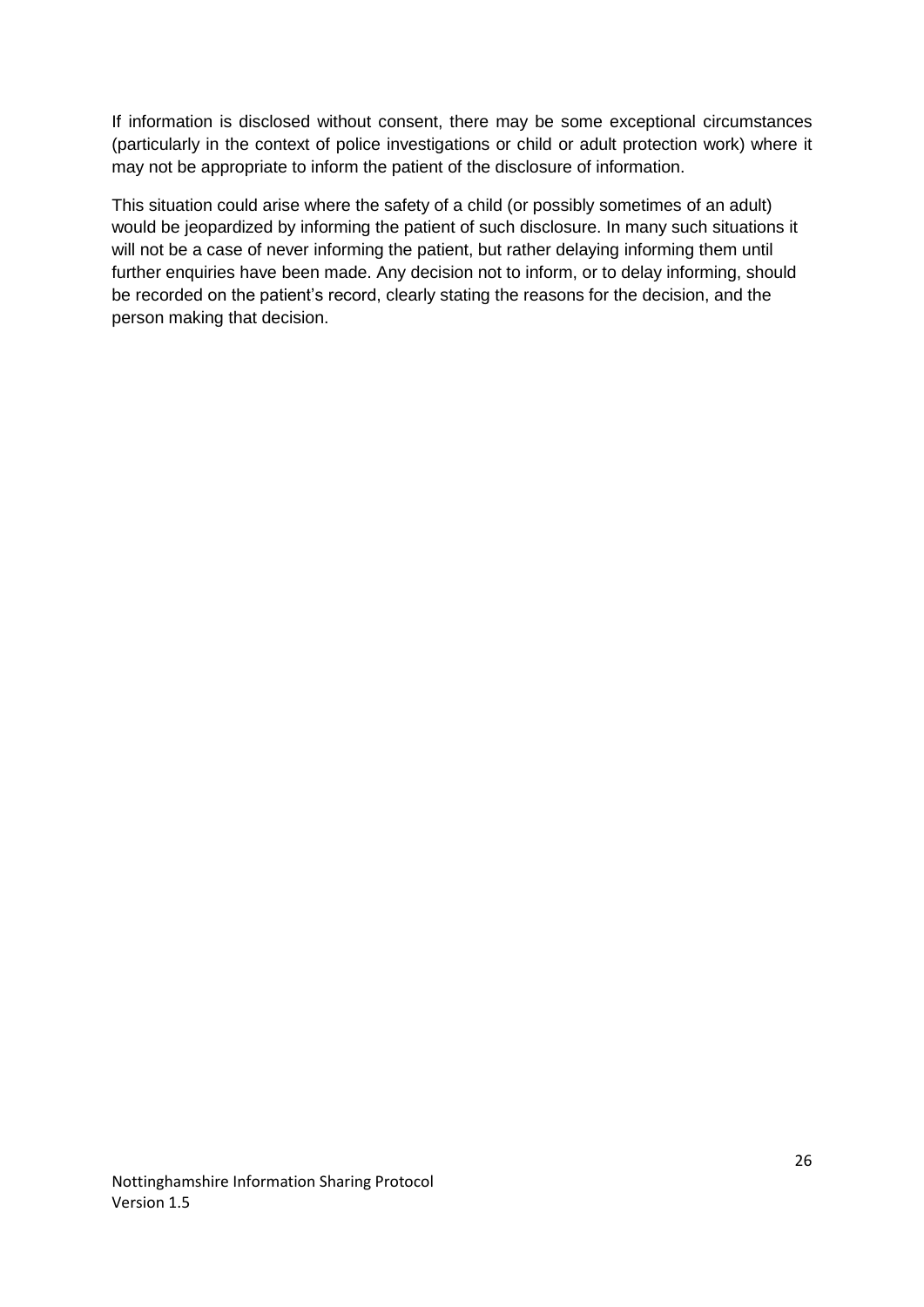If information is disclosed without consent, there may be some exceptional circumstances (particularly in the context of police investigations or child or adult protection work) where it may not be appropriate to inform the patient of the disclosure of information.

This situation could arise where the safety of a child (or possibly sometimes of an adult) would be jeopardized by informing the patient of such disclosure. In many such situations it will not be a case of never informing the patient, but rather delaying informing them until further enquiries have been made. Any decision not to inform, or to delay informing, should be recorded on the patient's record, clearly stating the reasons for the decision, and the person making that decision.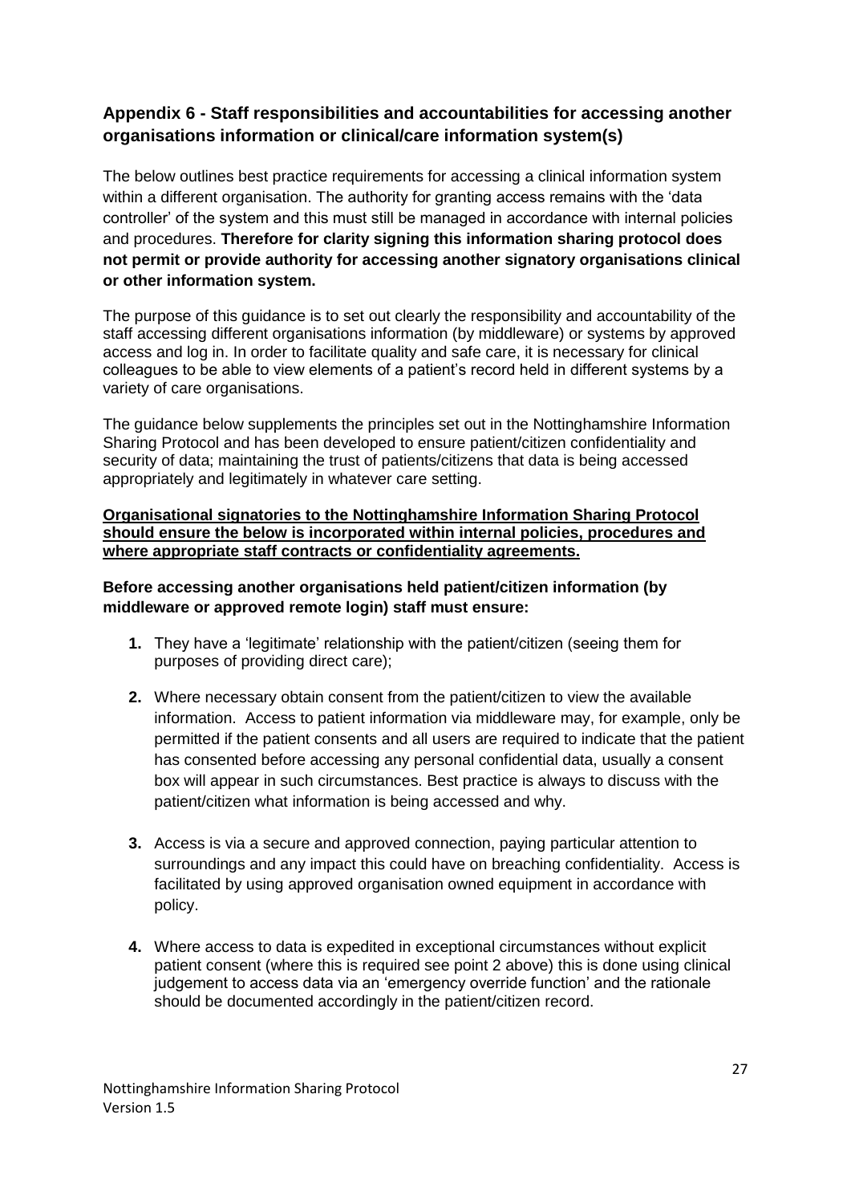## Appendix 6 - Staff responsibilities and accountabilities for accessing another organisations information or clinical/care information system(s)

The below outlines best practice requirements for accessing a clinical information system within a different organisation. The authority for granting access remains with the 'data controller' of the system and this must still be managed in accordance with internal policies and procedures. **Therefore for clarity signing this information sharing protocol does not permit or provide authority for accessing another signatory organisations clinical or other information system.**

The purpose of this guidance is to set out clearly the responsibility and accountability of the staff accessing different organisations information (by middleware) or systems by approved access and log in. In order to facilitate quality and safe care, it is necessary for clinical colleagues to be able to view elements of a patient's record held in different systems by a variety of care organisations.

The guidance below supplements the principles set out in the Nottinghamshire Information Sharing Protocol and has been developed to ensure patient/citizen confidentiality and security of data; maintaining the trust of patients/citizens that data is being accessed appropriately and legitimately in whatever care setting.

<u>**Organisational signatories to the Nottinghamshire Information Sharing Protocol should ensure the below is incorporated within internal policies, procedures and where appropriate staff contracts or confidentiality agreements.**</u>

**Before accessing another organisations held patient/citizen information (by middleware or approved remote login) staff must ensure:**

1. They have a 'legitimate' relationship with the patient/citizen (seeing them for purposes of providing direct care);

2. Where necessary obtain consent from the patient/citizen to view the available information. Access to patient information via middleware may, for example, only be permitted if the patient consents and all users are required to indicate that the patient has consented before accessing any personal confidential data, usually a consent box will appear in such circumstances. Best practice is always to discuss with the patient/citizen what information is being accessed and why.

3. Access is via a secure and approved connection, paying particular attention to surroundings and any impact this could have on breaching confidentiality. Access is facilitated by using approved organisation owned equipment in accordance with policy.

4. Where access to data is expedited in exceptional circumstances without explicit patient consent (where this is required see point 2 above) this is done using clinical judgement to access data via an 'emergency override function' and the rationale should be documented accordingly in the patient/citizen record.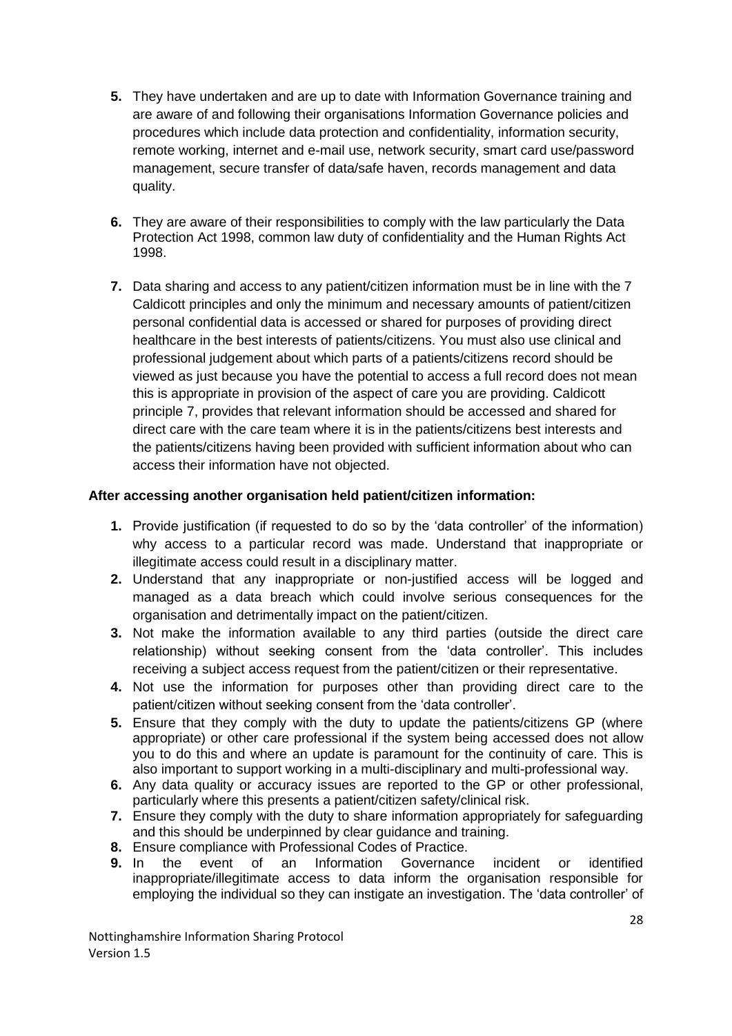5. They have undertaken and are up to date with Information Governance training and are aware of and following their organisations Information Governance policies and procedures which include data protection and confidentiality, information security, remote working, internet and e-mail use, network security, smart card use/password management, secure transfer of data/safe haven, records management and data quality.

6. They are aware of their responsibilities to comply with the law particularly the Data Protection Act 1998, common law duty of confidentiality and the Human Rights Act 1998.

7. Data sharing and access to any patient/citizen information must be in line with the 7 Caldicott principles and only the minimum and necessary amounts of patient/citizen personal confidential data is accessed or shared for purposes of providing direct healthcare in the best interests of patients/citizens. You must also use clinical and professional judgement about which parts of a patients/citizens record should be viewed as just because you have the potential to access a full record does not mean this is appropriate in provision of the aspect of care you are providing. Caldicott principle 7, provides that relevant information should be accessed and shared for direct care with the care team where it is in the patients/citizens best interests and the patients/citizens having been provided with sufficient information about who can access their information have not objected.

**After accessing another organisation held patient/citizen information:**

1. Provide justification (if requested to do so by the 'data controller' of the information) why access to a particular record was made. Understand that inappropriate or illegitimate access could result in a disciplinary matter.
2. Understand that any inappropriate or non-justified access will be logged and managed as a data breach which could involve serious consequences for the organisation and detrimentally impact on the patient/citizen.
3. Not make the information available to any third parties (outside the direct care relationship) without seeking consent from the 'data controller'. This includes receiving a subject access request from the patient/citizen or their representative.
4. Not use the information for purposes other than providing direct care to the patient/citizen without seeking consent from the 'data controller'.
5. Ensure that they comply with the duty to update the patients/citizens GP (where appropriate) or other care professional if the system being accessed does not allow you to do this and where an update is paramount for the continuity of care. This is also important to support working in a multi-disciplinary and multi-professional way.
6. Any data quality or accuracy issues are reported to the GP or other professional, particularly where this presents a patient/citizen safety/clinical risk.
7. Ensure they comply with the duty to share information appropriately for safeguarding and this should be underpinned by clear guidance and training.
8. Ensure compliance with Professional Codes of Practice.
9. In the event of an Information Governance incident or identified inappropriate/illegitimate access to data inform the organisation responsible for employing the individual so they can instigate an investigation. The 'data controller' of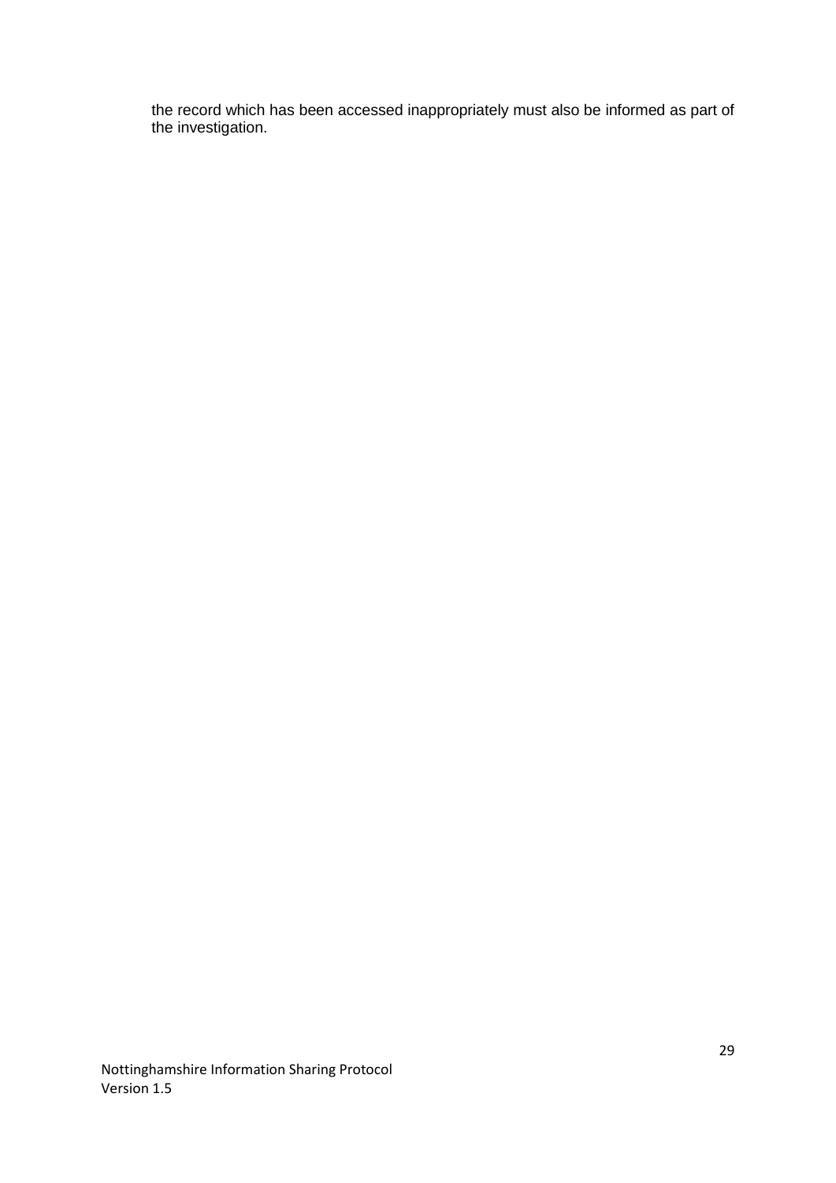the record which has been accessed inappropriately must also be informed as part of the investigation.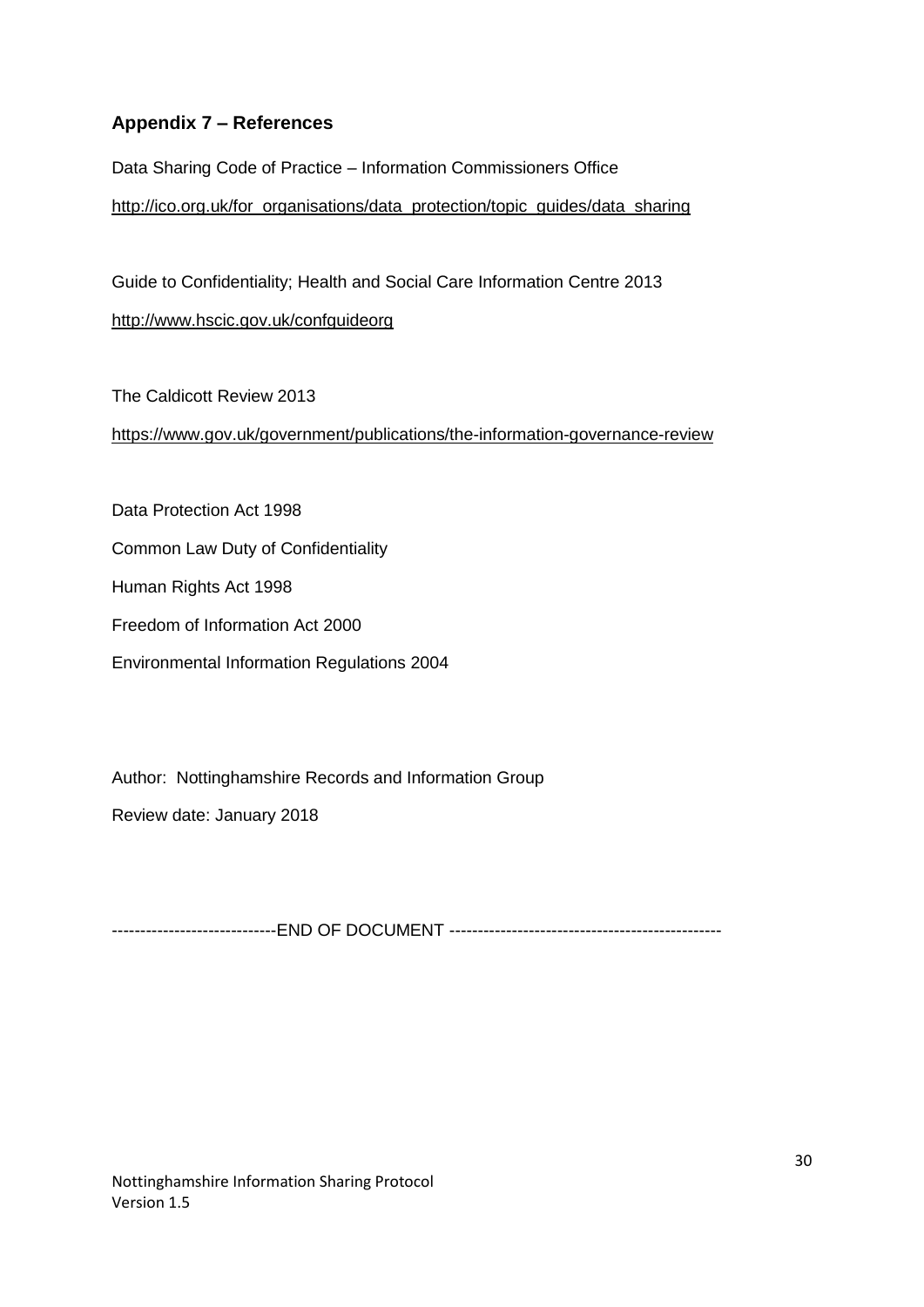## Appendix 7 – References

Data Sharing Code of Practice – Information Commissioners Office

http://ico.org.uk/for_organisations/data_protection/topic_guides/data_sharing

Guide to Confidentiality; Health and Social Care Information Centre 2013

http://www.hscic.gov.uk/confguideorg

The Caldicott Review 2013

https://www.gov.uk/government/publications/the-information-governance-review

Data Protection Act 1998

Common Law Duty of Confidentiality

Human Rights Act 1998

Freedom of Information Act 2000

Environmental Information Regulations 2004

Author: Nottinghamshire Records and Information Group

Review date: January 2018

----------------------------END OF DOCUMENT -----------------------------------------------